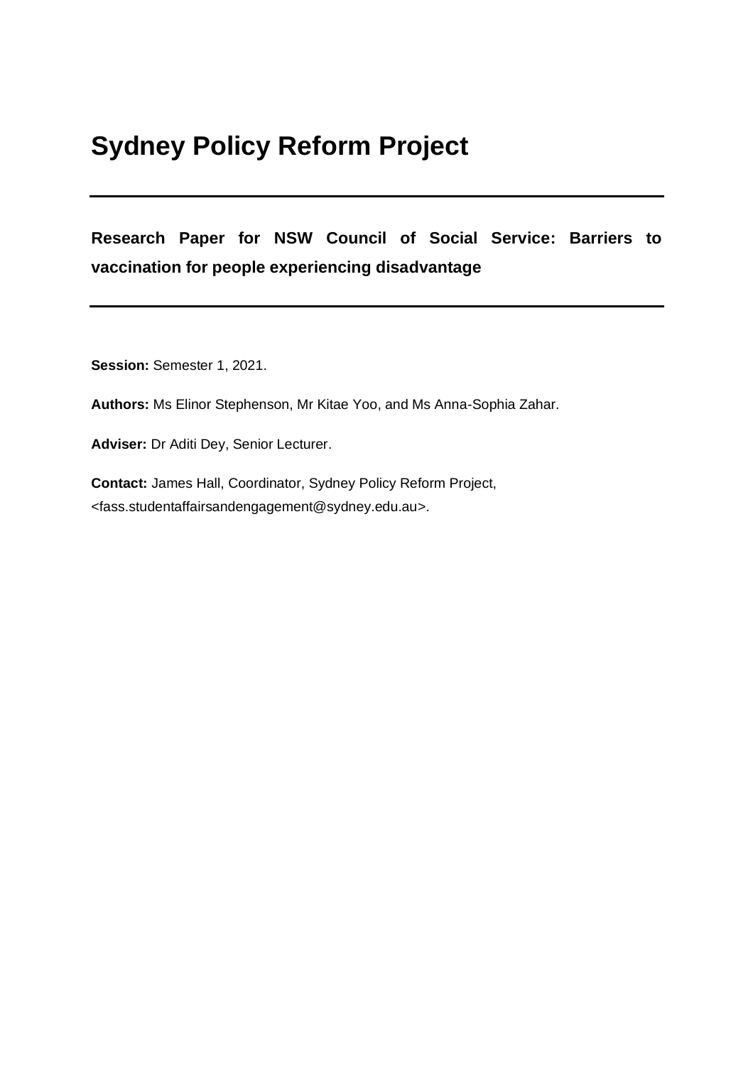# Sydney Policy Reform Project

---

**Research Paper for NSW Council of Social Service: Barriers to vaccination for people experiencing disadvantage**

---

**Session:** Semester 1, 2021.

**Authors:** Ms Elinor Stephenson, Mr Kitae Yoo, and Ms Anna-Sophia Zahar.

**Adviser:** Dr Aditi Dey, Senior Lecturer.

**Contact:** James Hall, Coordinator, Sydney Policy Reform Project, <fass.studentaffairsandengagement@sydney.edu.au>.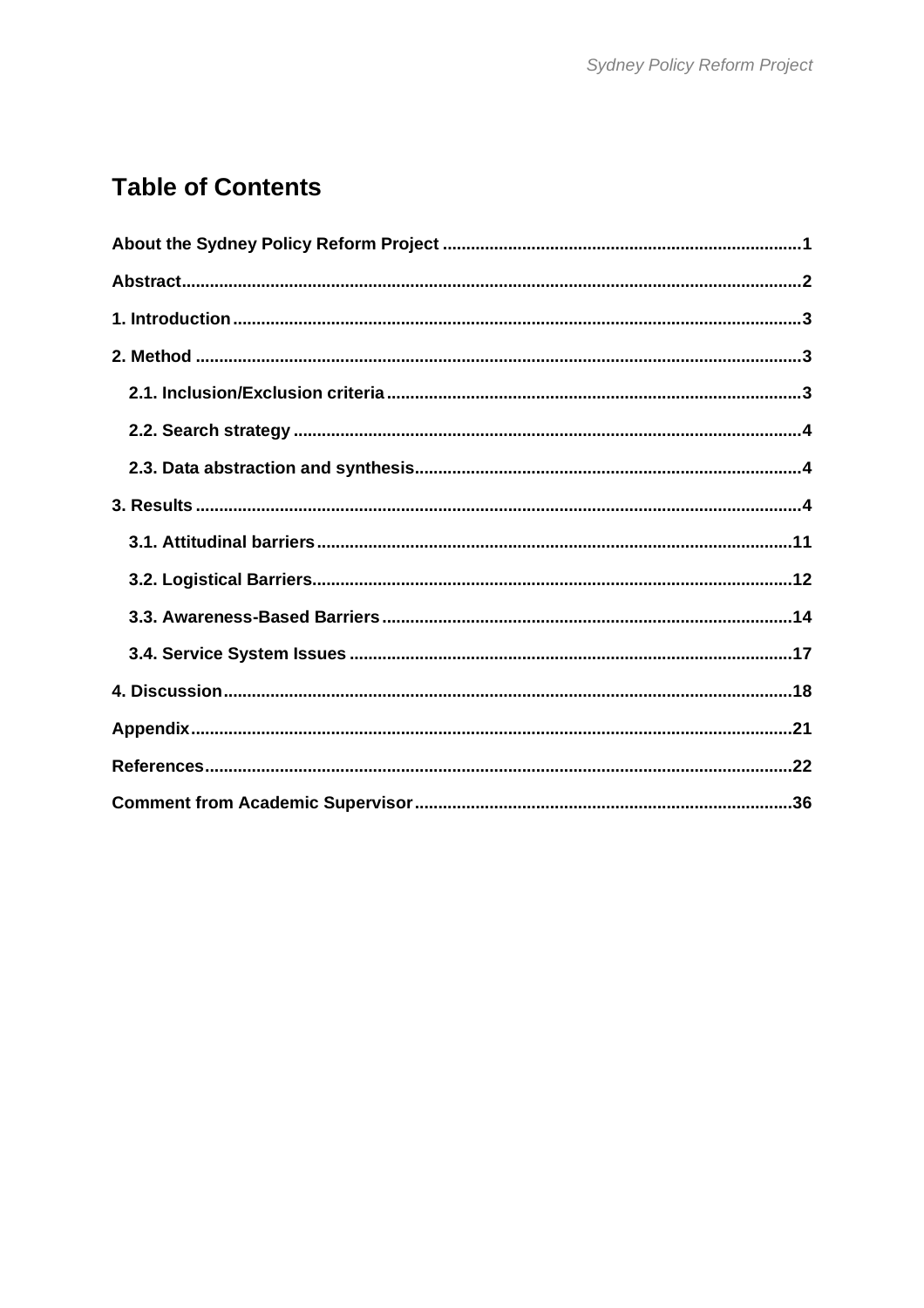# Table of Contents

About the Sydney Policy Reform Project ........................................................................... 1

Abstract .................................................................................................................................. 2

1. Introduction ........................................................................................................................ 3

2. Method ................................................................................................................................ 3

   2.1. Inclusion/Exclusion criteria ....................................................................................... 3

   2.2. Search strategy ........................................................................................................... 4

   2.3. Data abstraction and synthesis .................................................................................. 4

3. Results ................................................................................................................................. 4

   3.1. Attitudinal barriers .................................................................................................... 11

   3.2. Logistical Barriers ...................................................................................................... 12

   3.3. Awareness-Based Barriers ....................................................................................... 14

   3.4. Service System Issues .............................................................................................. 17

4. Discussion ......................................................................................................................... 18

Appendix ................................................................................................................................ 21

References ............................................................................................................................ 22

Comment from Academic Supervisor ................................................................................ 36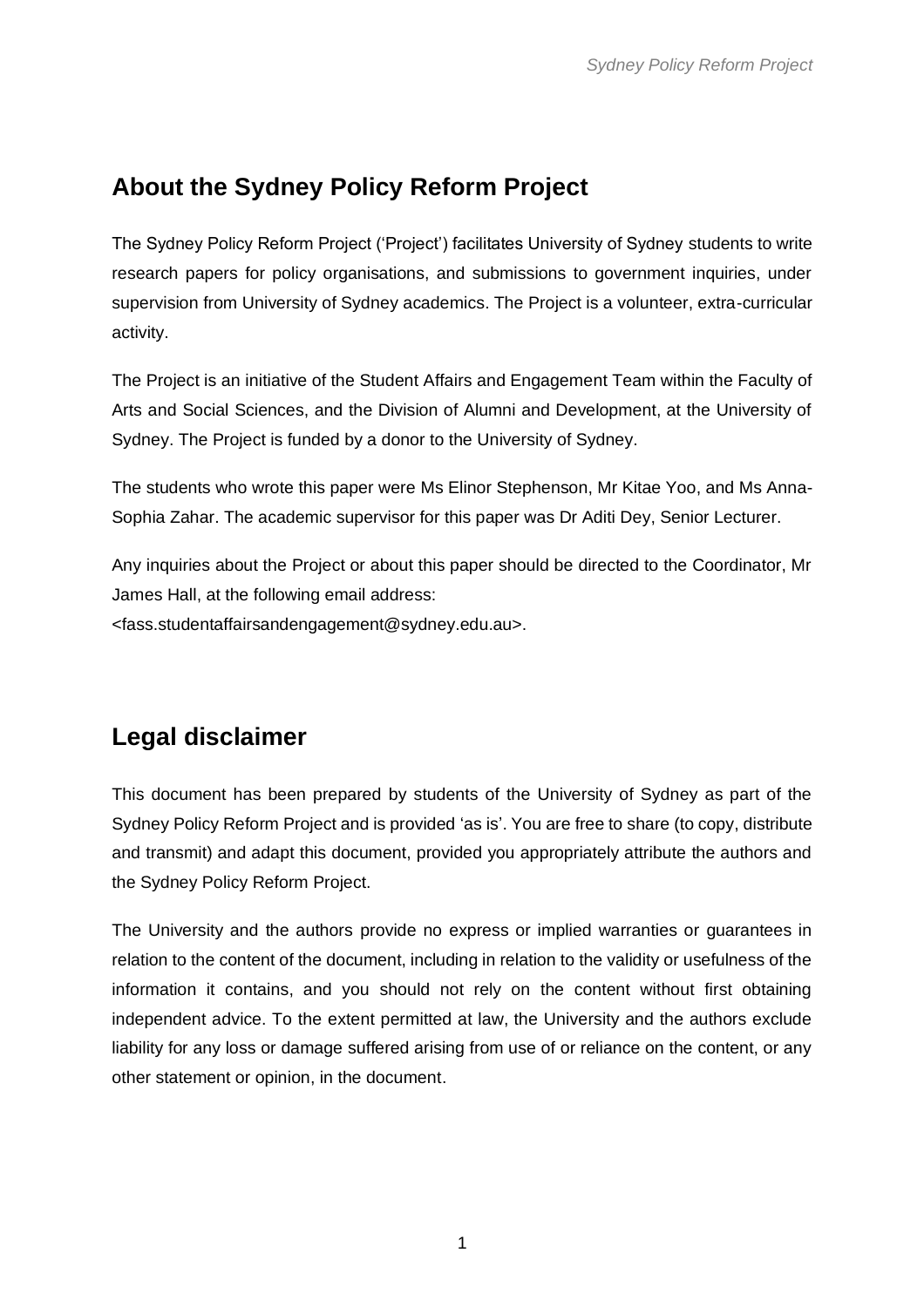## About the Sydney Policy Reform Project

The Sydney Policy Reform Project ('Project') facilitates University of Sydney students to write research papers for policy organisations, and submissions to government inquiries, under supervision from University of Sydney academics. The Project is a volunteer, extra-curricular activity.

The Project is an initiative of the Student Affairs and Engagement Team within the Faculty of Arts and Social Sciences, and the Division of Alumni and Development, at the University of Sydney. The Project is funded by a donor to the University of Sydney.

The students who wrote this paper were Ms Elinor Stephenson, Mr Kitae Yoo, and Ms Anna-Sophia Zahar. The academic supervisor for this paper was Dr Aditi Dey, Senior Lecturer.

Any inquiries about the Project or about this paper should be directed to the Coordinator, Mr James Hall, at the following email address: <fass.studentaffairsandengagement@sydney.edu.au>.

## Legal disclaimer

This document has been prepared by students of the University of Sydney as part of the Sydney Policy Reform Project and is provided 'as is'. You are free to share (to copy, distribute and transmit) and adapt this document, provided you appropriately attribute the authors and the Sydney Policy Reform Project.

The University and the authors provide no express or implied warranties or guarantees in relation to the content of the document, including in relation to the validity or usefulness of the information it contains, and you should not rely on the content without first obtaining independent advice. To the extent permitted at law, the University and the authors exclude liability for any loss or damage suffered arising from use of or reliance on the content, or any other statement or opinion, in the document.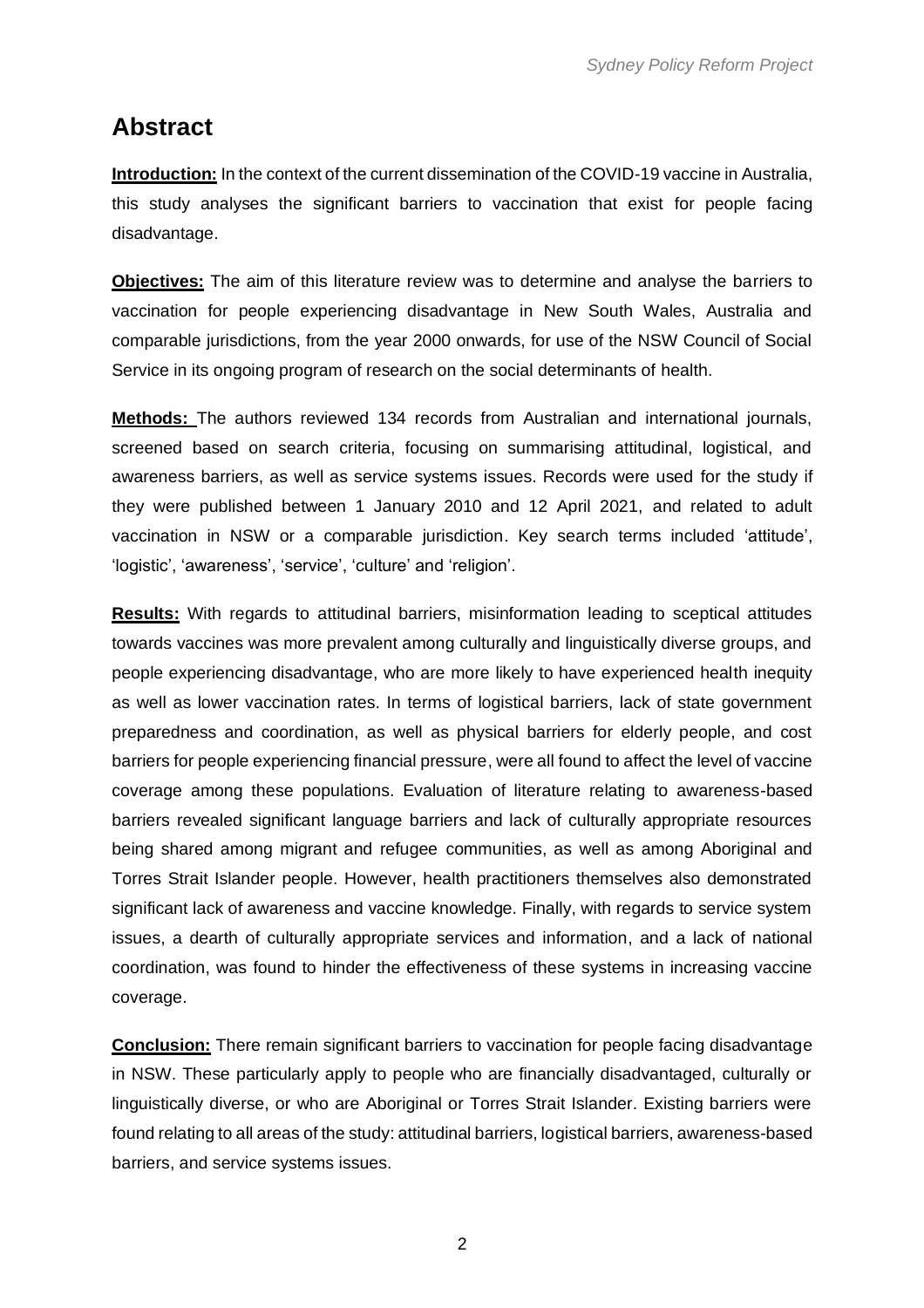## Abstract

**Introduction:** In the context of the current dissemination of the COVID-19 vaccine in Australia, this study analyses the significant barriers to vaccination that exist for people facing disadvantage.

**Objectives:** The aim of this literature review was to determine and analyse the barriers to vaccination for people experiencing disadvantage in New South Wales, Australia and comparable jurisdictions, from the year 2000 onwards, for use of the NSW Council of Social Service in its ongoing program of research on the social determinants of health.

**Methods:** The authors reviewed 134 records from Australian and international journals, screened based on search criteria, focusing on summarising attitudinal, logistical, and awareness barriers, as well as service systems issues. Records were used for the study if they were published between 1 January 2010 and 12 April 2021, and related to adult vaccination in NSW or a comparable jurisdiction. Key search terms included 'attitude', 'logistic', 'awareness', 'service', 'culture' and 'religion'.

**Results:** With regards to attitudinal barriers, misinformation leading to sceptical attitudes towards vaccines was more prevalent among culturally and linguistically diverse groups, and people experiencing disadvantage, who are more likely to have experienced health inequity as well as lower vaccination rates. In terms of logistical barriers, lack of state government preparedness and coordination, as well as physical barriers for elderly people, and cost barriers for people experiencing financial pressure, were all found to affect the level of vaccine coverage among these populations. Evaluation of literature relating to awareness-based barriers revealed significant language barriers and lack of culturally appropriate resources being shared among migrant and refugee communities, as well as among Aboriginal and Torres Strait Islander people. However, health practitioners themselves also demonstrated significant lack of awareness and vaccine knowledge. Finally, with regards to service system issues, a dearth of culturally appropriate services and information, and a lack of national coordination, was found to hinder the effectiveness of these systems in increasing vaccine coverage.

**Conclusion:** There remain significant barriers to vaccination for people facing disadvantage in NSW. These particularly apply to people who are financially disadvantaged, culturally or linguistically diverse, or who are Aboriginal or Torres Strait Islander. Existing barriers were found relating to all areas of the study: attitudinal barriers, logistical barriers, awareness-based barriers, and service systems issues.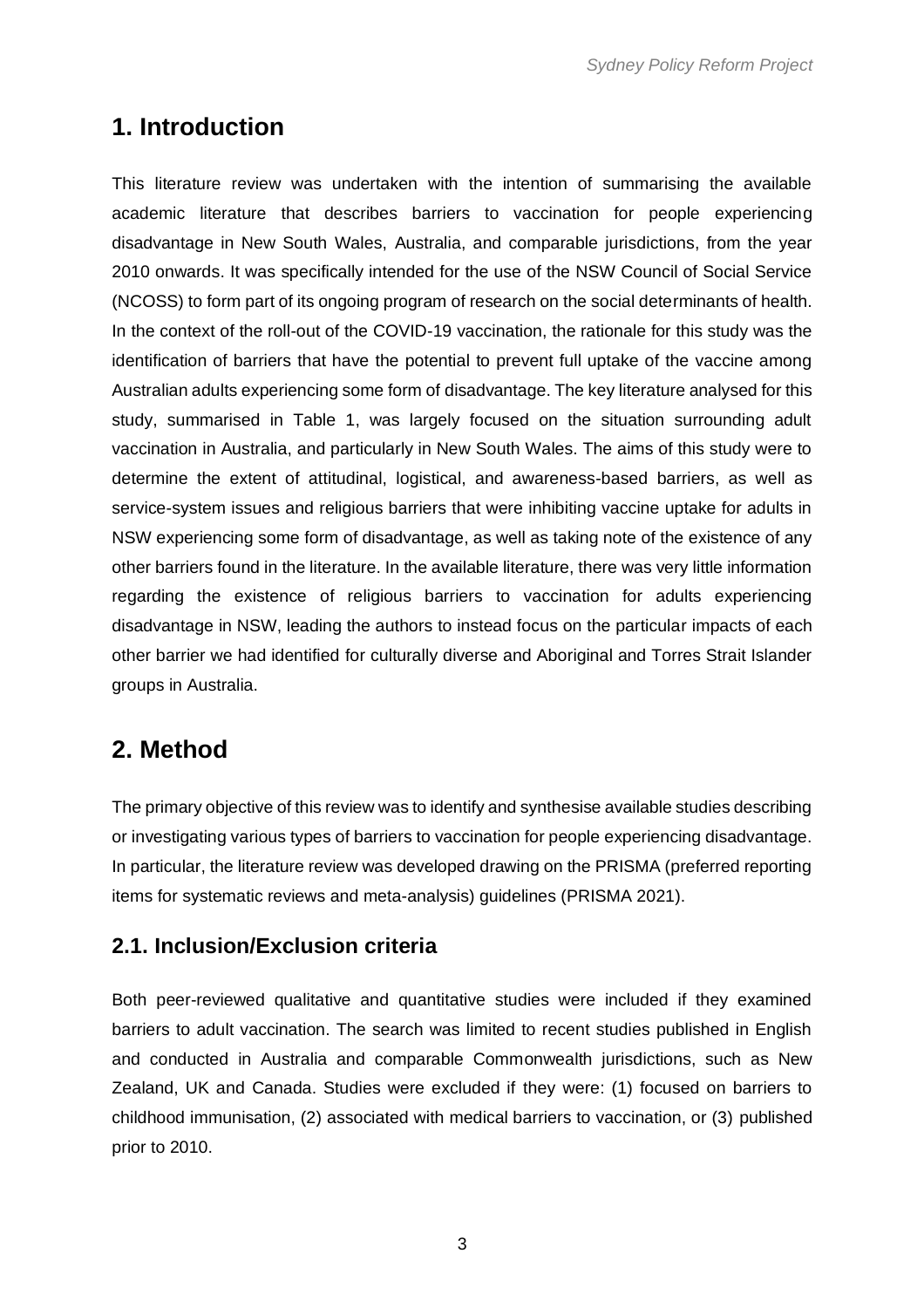# 1. Introduction

This literature review was undertaken with the intention of summarising the available academic literature that describes barriers to vaccination for people experiencing disadvantage in New South Wales, Australia, and comparable jurisdictions, from the year 2010 onwards. It was specifically intended for the use of the NSW Council of Social Service (NCOSS) to form part of its ongoing program of research on the social determinants of health. In the context of the roll-out of the COVID-19 vaccination, the rationale for this study was the identification of barriers that have the potential to prevent full uptake of the vaccine among Australian adults experiencing some form of disadvantage. The key literature analysed for this study, summarised in Table 1, was largely focused on the situation surrounding adult vaccination in Australia, and particularly in New South Wales. The aims of this study were to determine the extent of attitudinal, logistical, and awareness-based barriers, as well as service-system issues and religious barriers that were inhibiting vaccine uptake for adults in NSW experiencing some form of disadvantage, as well as taking note of the existence of any other barriers found in the literature. In the available literature, there was very little information regarding the existence of religious barriers to vaccination for adults experiencing disadvantage in NSW, leading the authors to instead focus on the particular impacts of each other barrier we had identified for culturally diverse and Aboriginal and Torres Strait Islander groups in Australia.

# 2. Method

The primary objective of this review was to identify and synthesise available studies describing or investigating various types of barriers to vaccination for people experiencing disadvantage. In particular, the literature review was developed drawing on the PRISMA (preferred reporting items for systematic reviews and meta-analysis) guidelines (PRISMA 2021).

## 2.1. Inclusion/Exclusion criteria

Both peer-reviewed qualitative and quantitative studies were included if they examined barriers to adult vaccination. The search was limited to recent studies published in English and conducted in Australia and comparable Commonwealth jurisdictions, such as New Zealand, UK and Canada. Studies were excluded if they were: (1) focused on barriers to childhood immunisation, (2) associated with medical barriers to vaccination, or (3) published prior to 2010.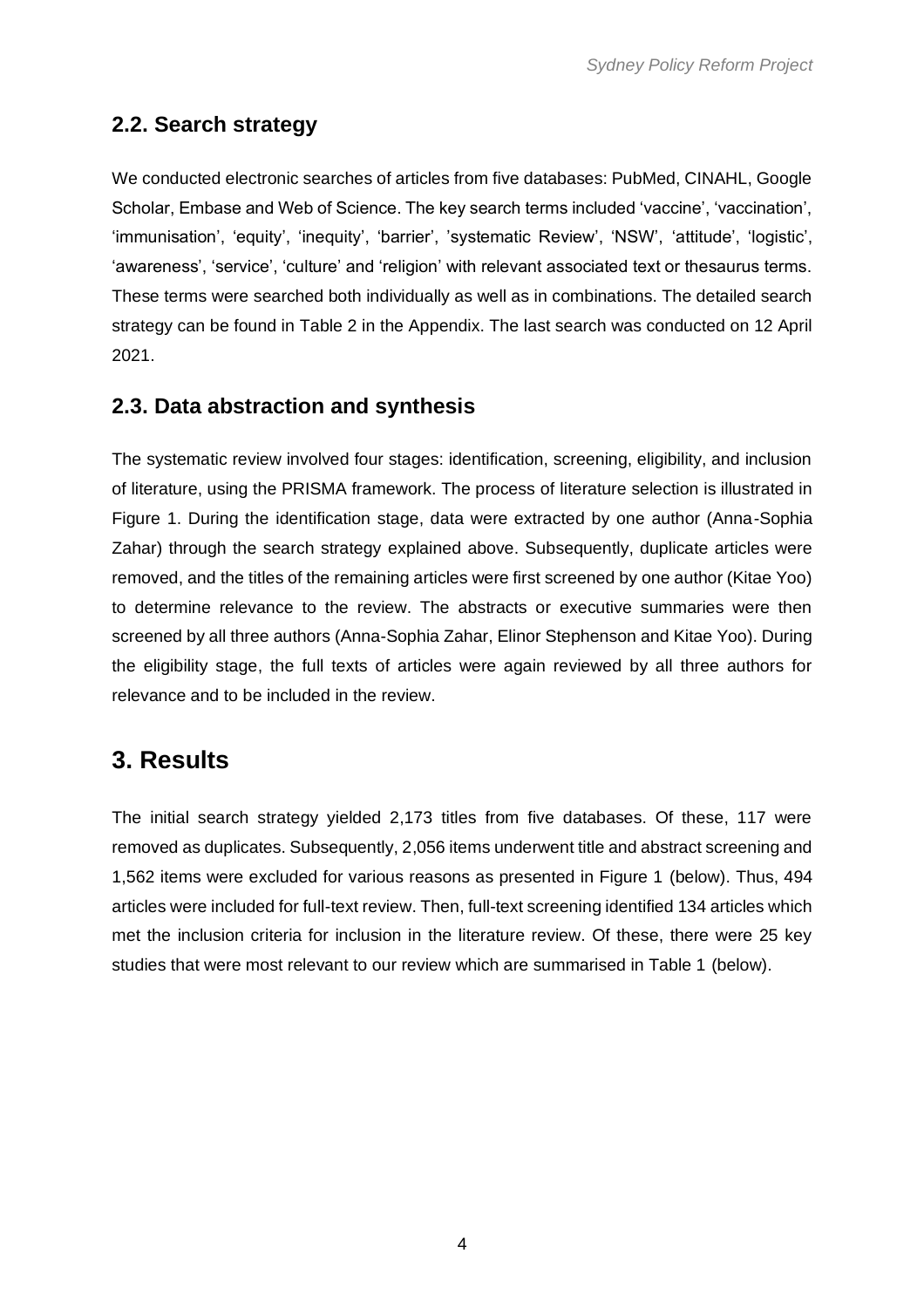## 2.2. Search strategy

We conducted electronic searches of articles from five databases: PubMed, CINAHL, Google Scholar, Embase and Web of Science. The key search terms included 'vaccine', 'vaccination', 'immunisation', 'equity', 'inequity', 'barrier', 'systematic Review', 'NSW', 'attitude', 'logistic', 'awareness', 'service', 'culture' and 'religion' with relevant associated text or thesaurus terms. These terms were searched both individually as well as in combinations. The detailed search strategy can be found in Table 2 in the Appendix. The last search was conducted on 12 April 2021.

## 2.3. Data abstraction and synthesis

The systematic review involved four stages: identification, screening, eligibility, and inclusion of literature, using the PRISMA framework. The process of literature selection is illustrated in Figure 1. During the identification stage, data were extracted by one author (Anna-Sophia Zahar) through the search strategy explained above. Subsequently, duplicate articles were removed, and the titles of the remaining articles were first screened by one author (Kitae Yoo) to determine relevance to the review. The abstracts or executive summaries were then screened by all three authors (Anna-Sophia Zahar, Elinor Stephenson and Kitae Yoo). During the eligibility stage, the full texts of articles were again reviewed by all three authors for relevance and to be included in the review.

# 3. Results

The initial search strategy yielded 2,173 titles from five databases. Of these, 117 were removed as duplicates. Subsequently, 2,056 items underwent title and abstract screening and 1,562 items were excluded for various reasons as presented in Figure 1 (below). Thus, 494 articles were included for full-text review. Then, full-text screening identified 134 articles which met the inclusion criteria for inclusion in the literature review. Of these, there were 25 key studies that were most relevant to our review which are summarised in Table 1 (below).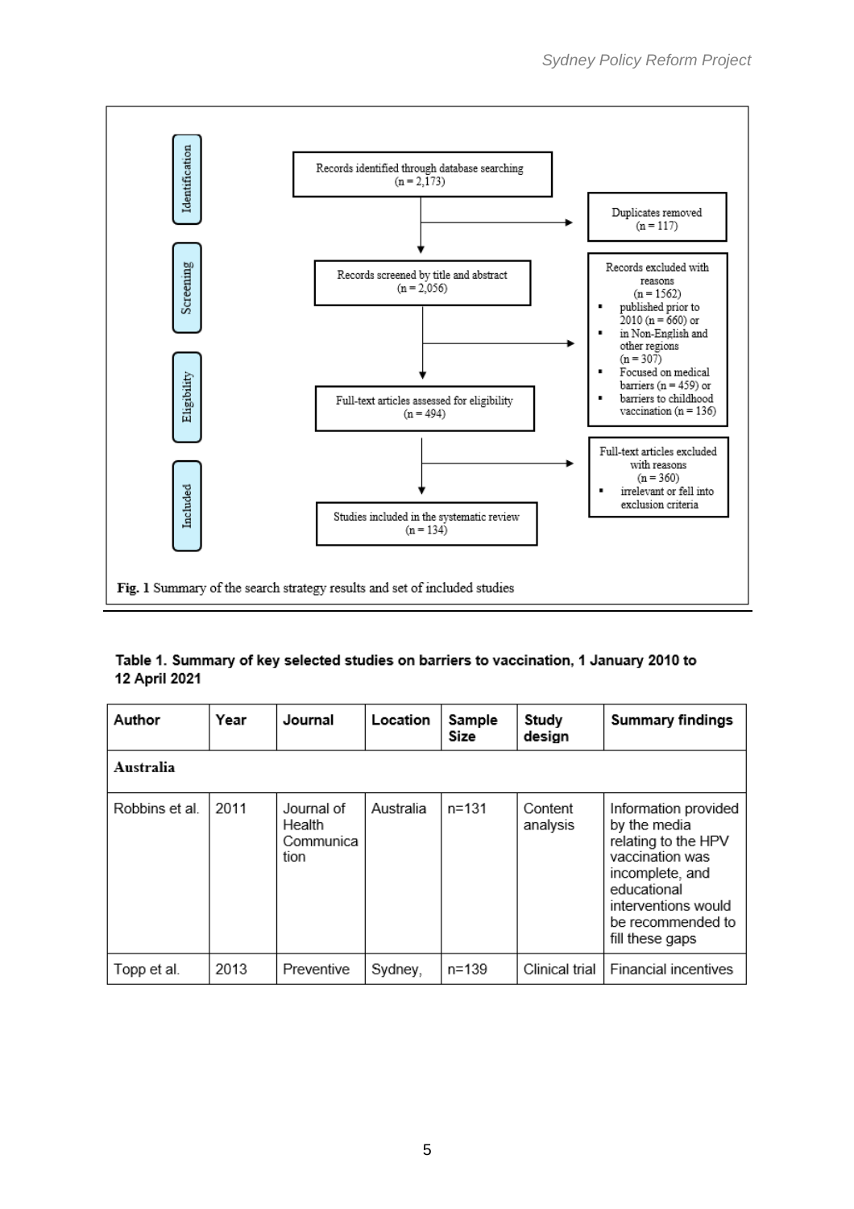| Identification | | |
|---|---|---|
| | Records identified through database searching (n = 2,173) | Duplicates removed (n = 117) |
| Screening | Records screened by title and abstract (n = 2,056) | Records excluded with reasons (n = 1562): published prior to 2010 (n = 660) or in Non-English and other regions (n = 307); Focused on medical barriers (n = 459) or barriers to childhood vaccination (n = 136) |
| Eligibility | Full-text articles assessed for eligibility (n = 494) | Full-text articles excluded with reasons (n = 360): irrelevant or fell into exclusion criteria |
| Included | Studies included in the systematic review (n = 134) | |

**Fig. 1** Summary of the search strategy results and set of included studies

**Table 1. Summary of key selected studies on barriers to vaccination, 1 January 2010 to 12 April 2021**

| Author | Year | Journal | Location | Sample Size | Study design | Summary findings |
|---|---|---|---|---|---|---|
| **Australia** | | | | | | |
| Robbins et al. | 2011 | Journal of Health Communication | Australia | n=131 | Content analysis | Information provided by the media relating to the HPV vaccination was incomplete, and educational interventions would be recommended to fill these gaps |
| Topp et al. | 2013 | Preventive | Sydney, | n=139 | Clinical trial | Financial incentives |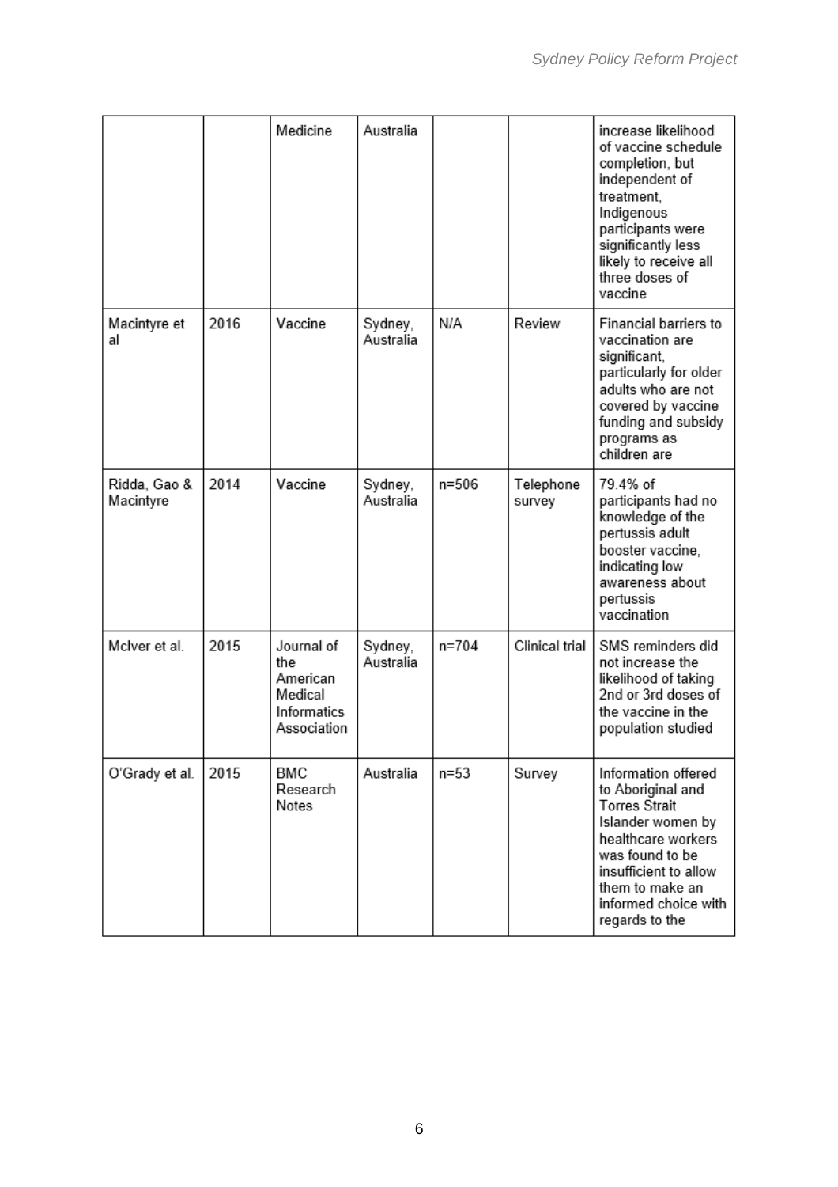| | | Medicine | Australia | | | increase likelihood of vaccine schedule completion, but independent of treatment, Indigenous participants were significantly less likely to receive all three doses of vaccine |
|---|---|---|---|---|---|---|
| Macintyre et al | 2016 | Vaccine | Sydney, Australia | N/A | Review | Financial barriers to vaccination are significant, particularly for older adults who are not covered by vaccine funding and subsidy programs as children are |
| Ridda, Gao & Macintyre | 2014 | Vaccine | Sydney, Australia | n=506 | Telephone survey | 79.4% of participants had no knowledge of the pertussis adult booster vaccine, indicating low awareness about pertussis vaccination |
| McIver et al. | 2015 | Journal of the American Medical Informatics Association | Sydney, Australia | n=704 | Clinical trial | SMS reminders did not increase the likelihood of taking 2nd or 3rd doses of the vaccine in the population studied |
| O'Grady et al. | 2015 | BMC Research Notes | Australia | n=53 | Survey | Information offered to Aboriginal and Torres Strait Islander women by healthcare workers was found to be insufficient to allow them to make an informed choice with regards to the |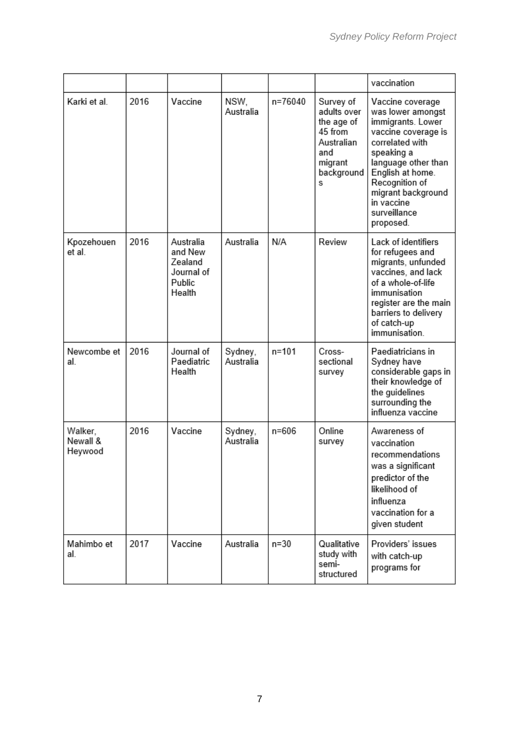| | | | | | | vaccination |
|---|---|---|---|---|---|---|
| Karki et al. | 2016 | Vaccine | NSW, Australia | n=76040 | Survey of adults over the age of 45 from Australian and migrant backgrounds | Vaccine coverage was lower amongst immigrants. Lower vaccine coverage is correlated with speaking a language other than English at home. Recognition of migrant background in vaccine surveillance proposed. |
| Kpozehouen et al. | 2016 | Australia and New Zealand Journal of Public Health | Australia | N/A | Review | Lack of identifiers for refugees and migrants, unfunded vaccines, and lack of a whole-of-life immunisation register are the main barriers to delivery of catch-up immunisation. |
| Newcombe et al. | 2016 | Journal of Paediatric Health | Sydney, Australia | n=101 | Cross-sectional survey | Paediatricians in Sydney have considerable gaps in their knowledge of the guidelines surrounding the influenza vaccine |
| Walker, Newall & Heywood | 2016 | Vaccine | Sydney, Australia | n=606 | Online survey | Awareness of vaccination recommendations was a significant predictor of the likelihood of influenza vaccination for a given student |
| Mahimbo et al. | 2017 | Vaccine | Australia | n=30 | Qualitative study with semi-structured | Providers' issues with catch-up programs for |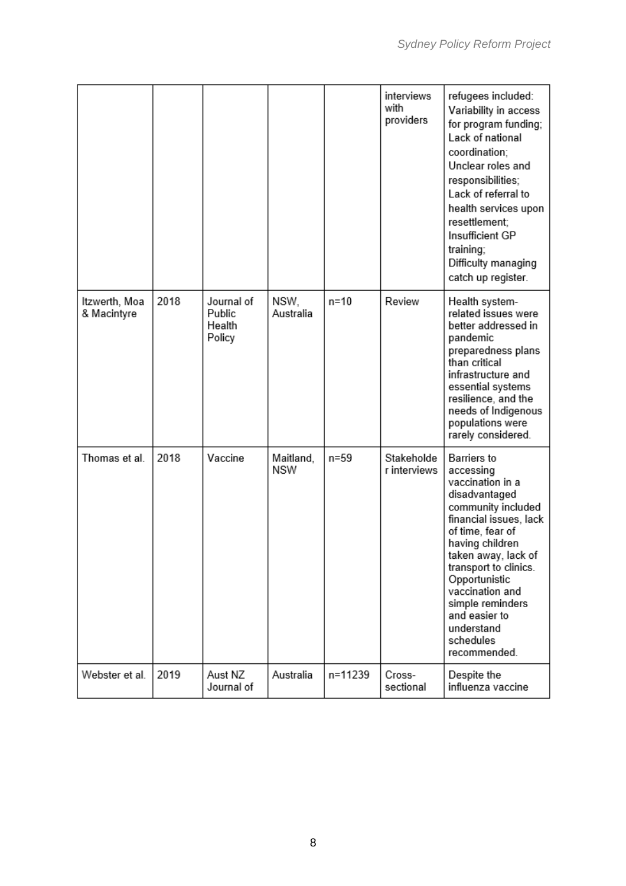|  |  |  |  |  | interviews with providers | refugees included: Variability in access for program funding; Lack of national coordination; Unclear roles and responsibilities; Lack of referral to health services upon resettlement; Insufficient GP training; Difficulty managing catch up register. |
|---|---|---|---|---|---|---|
| Itzwerth, Moa & Macintyre | 2018 | Journal of Public Health Policy | NSW, Australia | n=10 | Review | Health system-related issues were better addressed in pandemic preparedness plans than critical infrastructure and essential systems resilience, and the needs of Indigenous populations were rarely considered. |
| Thomas et al. | 2018 | Vaccine | Maitland, NSW | n=59 | Stakeholder interviews | Barriers to accessing vaccination in a disadvantaged community included financial issues, lack of time, fear of having children taken away, lack of transport to clinics. Opportunistic vaccination and simple reminders and easier to understand schedules recommended. |
| Webster et al. | 2019 | Aust NZ Journal of | Australia | n=11239 | Cross-sectional | Despite the influenza vaccine |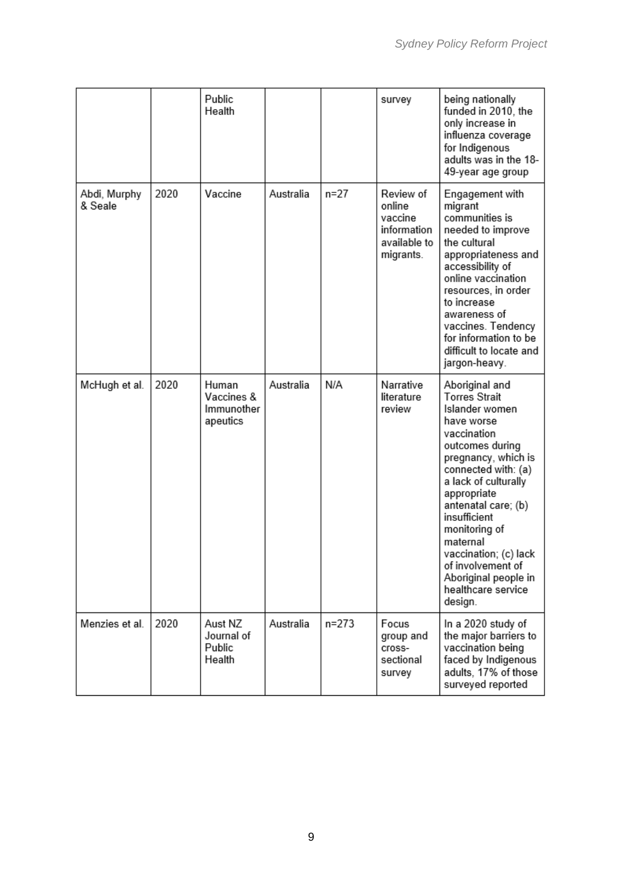| | | Public Health | | | survey | being nationally funded in 2010, the only increase in influenza coverage for Indigenous adults was in the 18-49-year age group |
|---|---|---|---|---|---|---|
| Abdi, Murphy & Seale | 2020 | Vaccine | Australia | n=27 | Review of online vaccine information available to migrants. | Engagement with migrant communities is needed to improve the cultural appropriateness and accessibility of online vaccination resources, in order to increase awareness of vaccines. Tendency for information to be difficult to locate and jargon-heavy. |
| McHugh et al. | 2020 | Human Vaccines & Immunotherapeutics | Australia | N/A | Narrative literature review | Aboriginal and Torres Strait Islander women have worse vaccination outcomes during pregnancy, which is connected with: (a) a lack of culturally appropriate antenatal care; (b) insufficient monitoring of maternal vaccination; (c) lack of involvement of Aboriginal people in healthcare service design. |
| Menzies et al. | 2020 | Aust NZ Journal of Public Health | Australia | n=273 | Focus group and cross-sectional survey | In a 2020 study of the major barriers to vaccination being faced by Indigenous adults, 17% of those surveyed reported |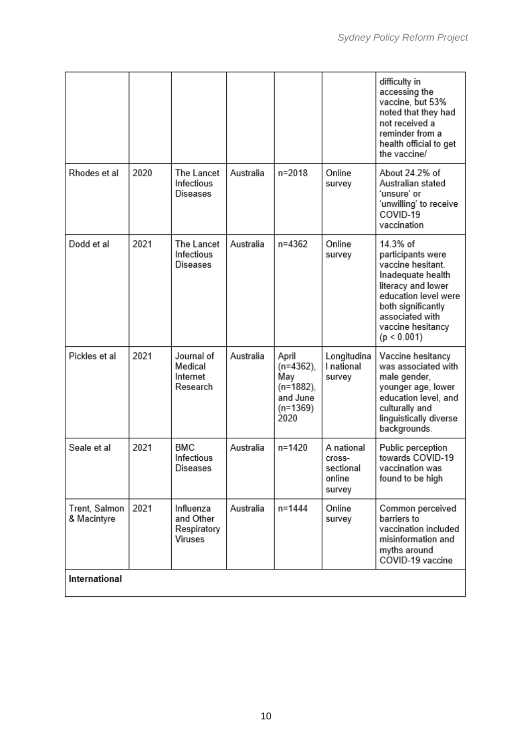|  |  |  |  |  |  |  |
|---|---|---|---|---|---|---|
|  |  |  |  |  |  | difficulty in accessing the vaccine, but 53% noted that they had not received a reminder from a health official to get the vaccine/ |
| Rhodes et al | 2020 | The Lancet Infectious Diseases | Australia | n=2018 | Online survey | About 24.2% of Australian stated 'unsure' or 'unwilling' to receive COVID-19 vaccination |
| Dodd et al | 2021 | The Lancet Infectious Diseases | Australia | n=4362 | Online survey | 14.3% of participants were vaccine hesitant. Inadequate health literacy and lower education level were both significantly associated with vaccine hesitancy ($p < 0.001$) |
| Pickles et al | 2021 | Journal of Medical Internet Research | Australia | April (n=4362), May (n=1882), and June (n=1369) 2020 | Longitudinal national survey | Vaccine hesitancy was associated with male gender, younger age, lower education level, and culturally and linguistically diverse backgrounds. |
| Seale et al | 2021 | BMC Infectious Diseases | Australia | n=1420 | A national cross-sectional online survey | Public perception towards COVID-19 vaccination was found to be high |
| Trent, Salmon & Macintyre | 2021 | Influenza and Other Respiratory Viruses | Australia | n=1444 | Online survey | Common perceived barriers to vaccination included misinformation and myths around COVID-19 vaccine |
| **International** |  |  |  |  |  |  |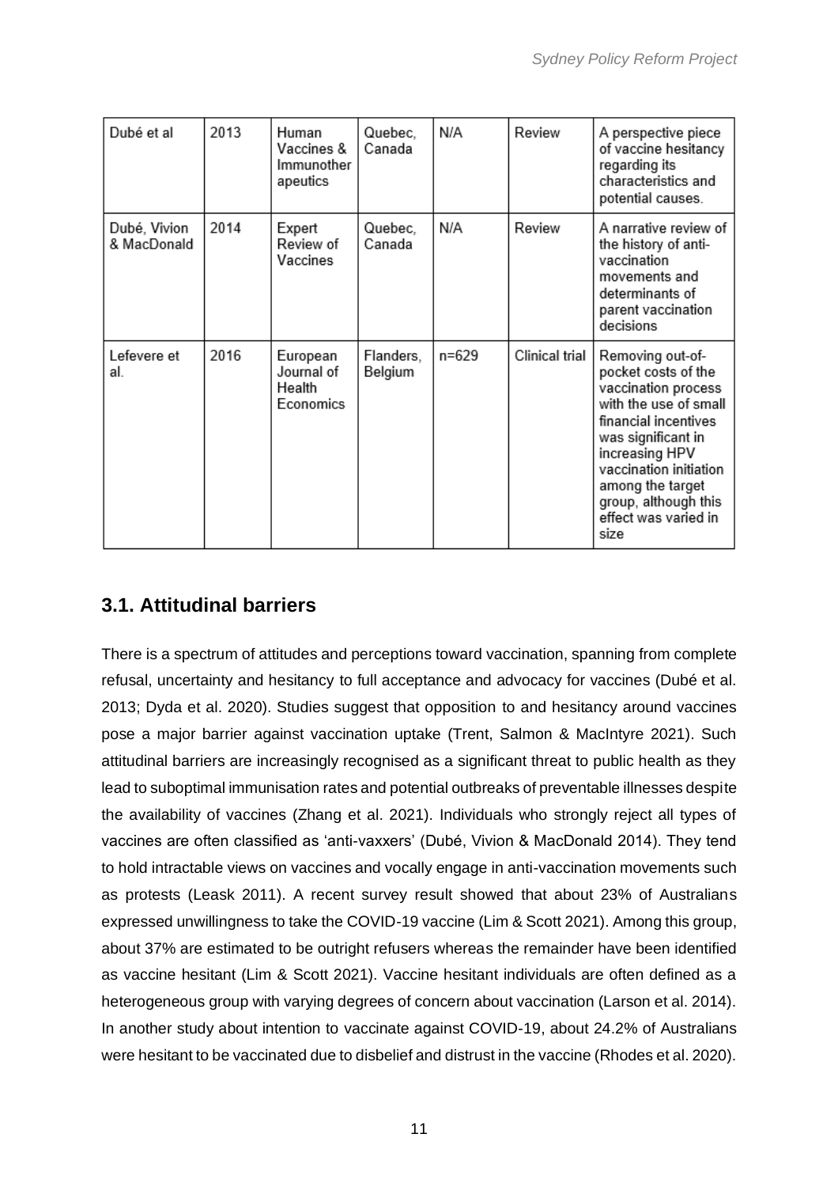| Dubé et al | 2013 | Human Vaccines & Immunotherapeutics | Quebec, Canada | N/A | Review | A perspective piece of vaccine hesitancy regarding its characteristics and potential causes. |
|---|---|---|---|---|---|---|
| Dubé, Vivion & MacDonald | 2014 | Expert Review of Vaccines | Quebec, Canada | N/A | Review | A narrative review of the history of anti-vaccination movements and determinants of parent vaccination decisions |
| Lefevere et al. | 2016 | European Journal of Health Economics | Flanders, Belgium | n=629 | Clinical trial | Removing out-of-pocket costs of the vaccination process with the use of small financial incentives was significant in increasing HPV vaccination initiation among the target group, although this effect was varied in size |

## 3.1. Attitudinal barriers

There is a spectrum of attitudes and perceptions toward vaccination, spanning from complete refusal, uncertainty and hesitancy to full acceptance and advocacy for vaccines (Dubé et al. 2013; Dyda et al. 2020). Studies suggest that opposition to and hesitancy around vaccines pose a major barrier against vaccination uptake (Trent, Salmon & MacIntyre 2021). Such attitudinal barriers are increasingly recognised as a significant threat to public health as they lead to suboptimal immunisation rates and potential outbreaks of preventable illnesses despite the availability of vaccines (Zhang et al. 2021). Individuals who strongly reject all types of vaccines are often classified as 'anti-vaxxers' (Dubé, Vivion & MacDonald 2014). They tend to hold intractable views on vaccines and vocally engage in anti-vaccination movements such as protests (Leask 2011). A recent survey result showed that about 23% of Australians expressed unwillingness to take the COVID-19 vaccine (Lim & Scott 2021). Among this group, about 37% are estimated to be outright refusers whereas the remainder have been identified as vaccine hesitant (Lim & Scott 2021). Vaccine hesitant individuals are often defined as a heterogeneous group with varying degrees of concern about vaccination (Larson et al. 2014). In another study about intention to vaccinate against COVID-19, about 24.2% of Australians were hesitant to be vaccinated due to disbelief and distrust in the vaccine (Rhodes et al. 2020).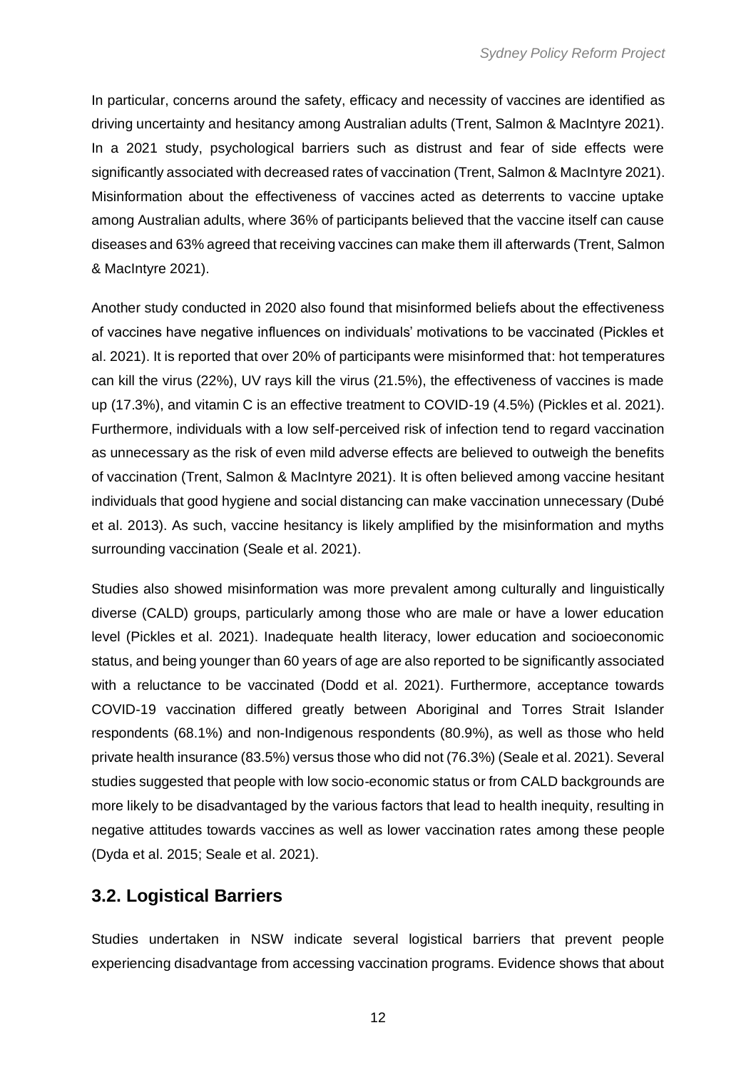In particular, concerns around the safety, efficacy and necessity of vaccines are identified as driving uncertainty and hesitancy among Australian adults (Trent, Salmon & MacIntyre 2021). In a 2021 study, psychological barriers such as distrust and fear of side effects were significantly associated with decreased rates of vaccination (Trent, Salmon & MacIntyre 2021). Misinformation about the effectiveness of vaccines acted as deterrents to vaccine uptake among Australian adults, where 36% of participants believed that the vaccine itself can cause diseases and 63% agreed that receiving vaccines can make them ill afterwards (Trent, Salmon & MacIntyre 2021).

Another study conducted in 2020 also found that misinformed beliefs about the effectiveness of vaccines have negative influences on individuals' motivations to be vaccinated (Pickles et al. 2021). It is reported that over 20% of participants were misinformed that: hot temperatures can kill the virus (22%), UV rays kill the virus (21.5%), the effectiveness of vaccines is made up (17.3%), and vitamin C is an effective treatment to COVID-19 (4.5%) (Pickles et al. 2021). Furthermore, individuals with a low self-perceived risk of infection tend to regard vaccination as unnecessary as the risk of even mild adverse effects are believed to outweigh the benefits of vaccination (Trent, Salmon & MacIntyre 2021). It is often believed among vaccine hesitant individuals that good hygiene and social distancing can make vaccination unnecessary (Dubé et al. 2013). As such, vaccine hesitancy is likely amplified by the misinformation and myths surrounding vaccination (Seale et al. 2021).

Studies also showed misinformation was more prevalent among culturally and linguistically diverse (CALD) groups, particularly among those who are male or have a lower education level (Pickles et al. 2021). Inadequate health literacy, lower education and socioeconomic status, and being younger than 60 years of age are also reported to be significantly associated with a reluctance to be vaccinated (Dodd et al. 2021). Furthermore, acceptance towards COVID-19 vaccination differed greatly between Aboriginal and Torres Strait Islander respondents (68.1%) and non-Indigenous respondents (80.9%), as well as those who held private health insurance (83.5%) versus those who did not (76.3%) (Seale et al. 2021). Several studies suggested that people with low socio-economic status or from CALD backgrounds are more likely to be disadvantaged by the various factors that lead to health inequity, resulting in negative attitudes towards vaccines as well as lower vaccination rates among these people (Dyda et al. 2015; Seale et al. 2021).

## 3.2. Logistical Barriers

Studies undertaken in NSW indicate several logistical barriers that prevent people experiencing disadvantage from accessing vaccination programs. Evidence shows that about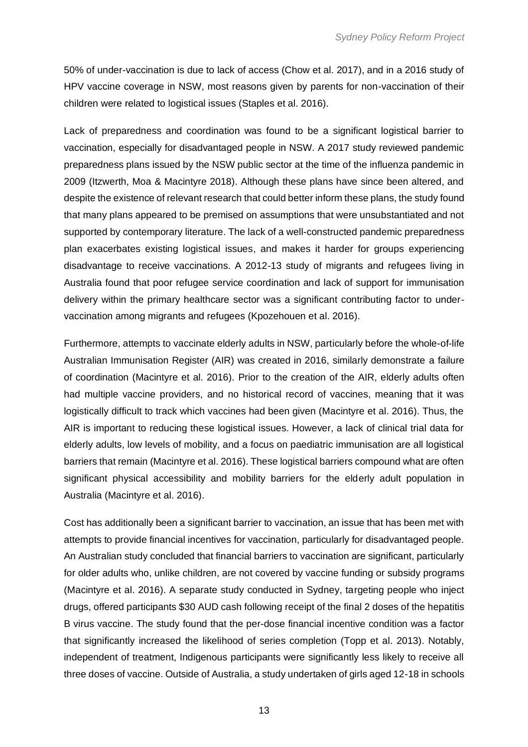50% of under-vaccination is due to lack of access (Chow et al. 2017), and in a 2016 study of HPV vaccine coverage in NSW, most reasons given by parents for non-vaccination of their children were related to logistical issues (Staples et al. 2016).

Lack of preparedness and coordination was found to be a significant logistical barrier to vaccination, especially for disadvantaged people in NSW. A 2017 study reviewed pandemic preparedness plans issued by the NSW public sector at the time of the influenza pandemic in 2009 (Itzwerth, Moa & Macintyre 2018). Although these plans have since been altered, and despite the existence of relevant research that could better inform these plans, the study found that many plans appeared to be premised on assumptions that were unsubstantiated and not supported by contemporary literature. The lack of a well-constructed pandemic preparedness plan exacerbates existing logistical issues, and makes it harder for groups experiencing disadvantage to receive vaccinations. A 2012-13 study of migrants and refugees living in Australia found that poor refugee service coordination and lack of support for immunisation delivery within the primary healthcare sector was a significant contributing factor to under-vaccination among migrants and refugees (Kpozehouen et al. 2016).

Furthermore, attempts to vaccinate elderly adults in NSW, particularly before the whole-of-life Australian Immunisation Register (AIR) was created in 2016, similarly demonstrate a failure of coordination (Macintyre et al. 2016). Prior to the creation of the AIR, elderly adults often had multiple vaccine providers, and no historical record of vaccines, meaning that it was logistically difficult to track which vaccines had been given (Macintyre et al. 2016). Thus, the AIR is important to reducing these logistical issues. However, a lack of clinical trial data for elderly adults, low levels of mobility, and a focus on paediatric immunisation are all logistical barriers that remain (Macintyre et al. 2016). These logistical barriers compound what are often significant physical accessibility and mobility barriers for the elderly adult population in Australia (Macintyre et al. 2016).

Cost has additionally been a significant barrier to vaccination, an issue that has been met with attempts to provide financial incentives for vaccination, particularly for disadvantaged people. An Australian study concluded that financial barriers to vaccination are significant, particularly for older adults who, unlike children, are not covered by vaccine funding or subsidy programs (Macintyre et al. 2016). A separate study conducted in Sydney, targeting people who inject drugs, offered participants $30 AUD cash following receipt of the final 2 doses of the hepatitis B virus vaccine. The study found that the per-dose financial incentive condition was a factor that significantly increased the likelihood of series completion (Topp et al. 2013). Notably, independent of treatment, Indigenous participants were significantly less likely to receive all three doses of vaccine. Outside of Australia, a study undertaken of girls aged 12-18 in schools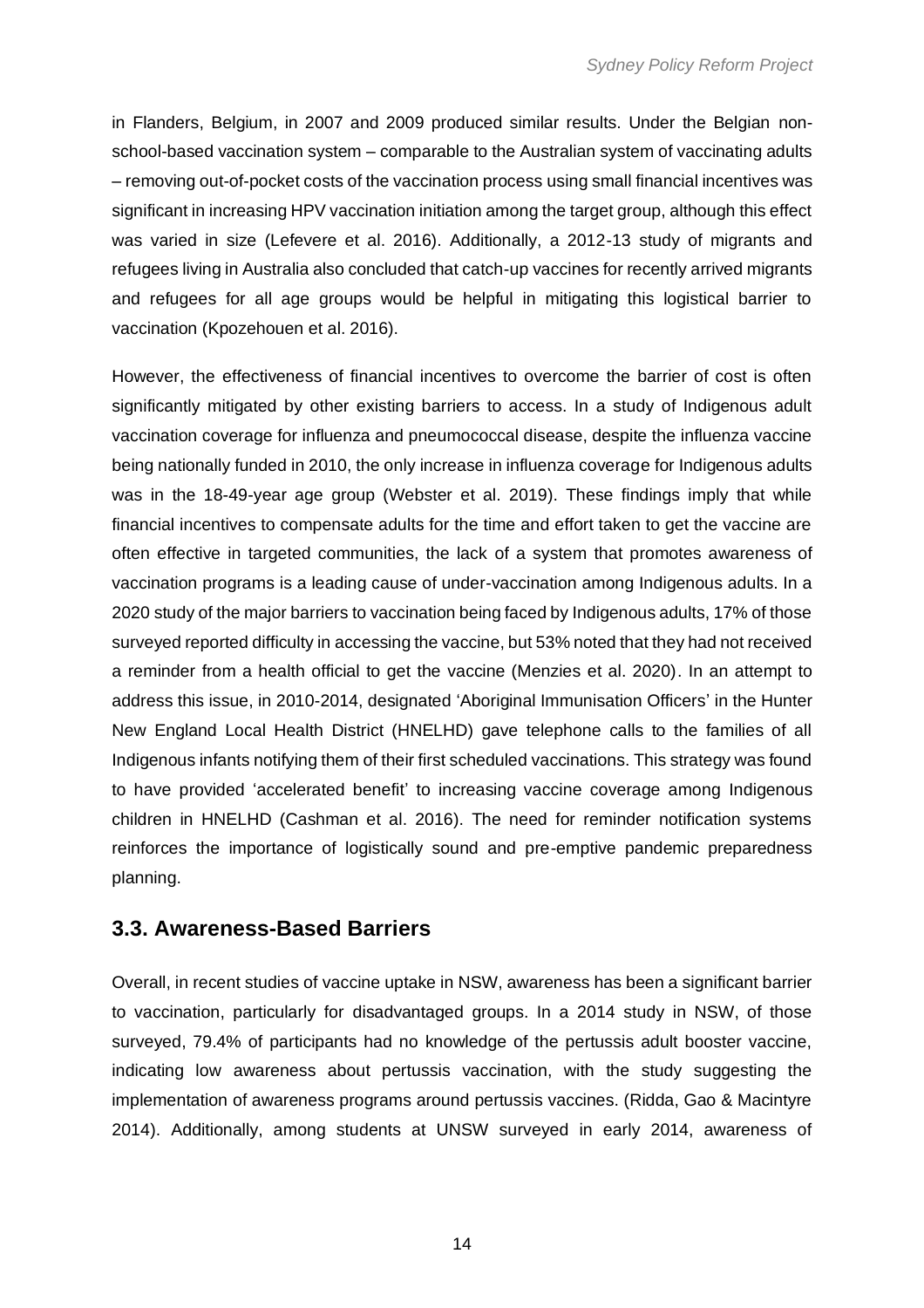in Flanders, Belgium, in 2007 and 2009 produced similar results. Under the Belgian non-school-based vaccination system – comparable to the Australian system of vaccinating adults – removing out-of-pocket costs of the vaccination process using small financial incentives was significant in increasing HPV vaccination initiation among the target group, although this effect was varied in size (Lefevere et al. 2016). Additionally, a 2012-13 study of migrants and refugees living in Australia also concluded that catch-up vaccines for recently arrived migrants and refugees for all age groups would be helpful in mitigating this logistical barrier to vaccination (Kpozehouen et al. 2016).

However, the effectiveness of financial incentives to overcome the barrier of cost is often significantly mitigated by other existing barriers to access. In a study of Indigenous adult vaccination coverage for influenza and pneumococcal disease, despite the influenza vaccine being nationally funded in 2010, the only increase in influenza coverage for Indigenous adults was in the 18-49-year age group (Webster et al. 2019). These findings imply that while financial incentives to compensate adults for the time and effort taken to get the vaccine are often effective in targeted communities, the lack of a system that promotes awareness of vaccination programs is a leading cause of under-vaccination among Indigenous adults. In a 2020 study of the major barriers to vaccination being faced by Indigenous adults, 17% of those surveyed reported difficulty in accessing the vaccine, but 53% noted that they had not received a reminder from a health official to get the vaccine (Menzies et al. 2020). In an attempt to address this issue, in 2010-2014, designated 'Aboriginal Immunisation Officers' in the Hunter New England Local Health District (HNELHD) gave telephone calls to the families of all Indigenous infants notifying them of their first scheduled vaccinations. This strategy was found to have provided 'accelerated benefit' to increasing vaccine coverage among Indigenous children in HNELHD (Cashman et al. 2016). The need for reminder notification systems reinforces the importance of logistically sound and pre-emptive pandemic preparedness planning.

## 3.3. Awareness-Based Barriers

Overall, in recent studies of vaccine uptake in NSW, awareness has been a significant barrier to vaccination, particularly for disadvantaged groups. In a 2014 study in NSW, of those surveyed, 79.4% of participants had no knowledge of the pertussis adult booster vaccine, indicating low awareness about pertussis vaccination, with the study suggesting the implementation of awareness programs around pertussis vaccines. (Ridda, Gao & Macintyre 2014). Additionally, among students at UNSW surveyed in early 2014, awareness of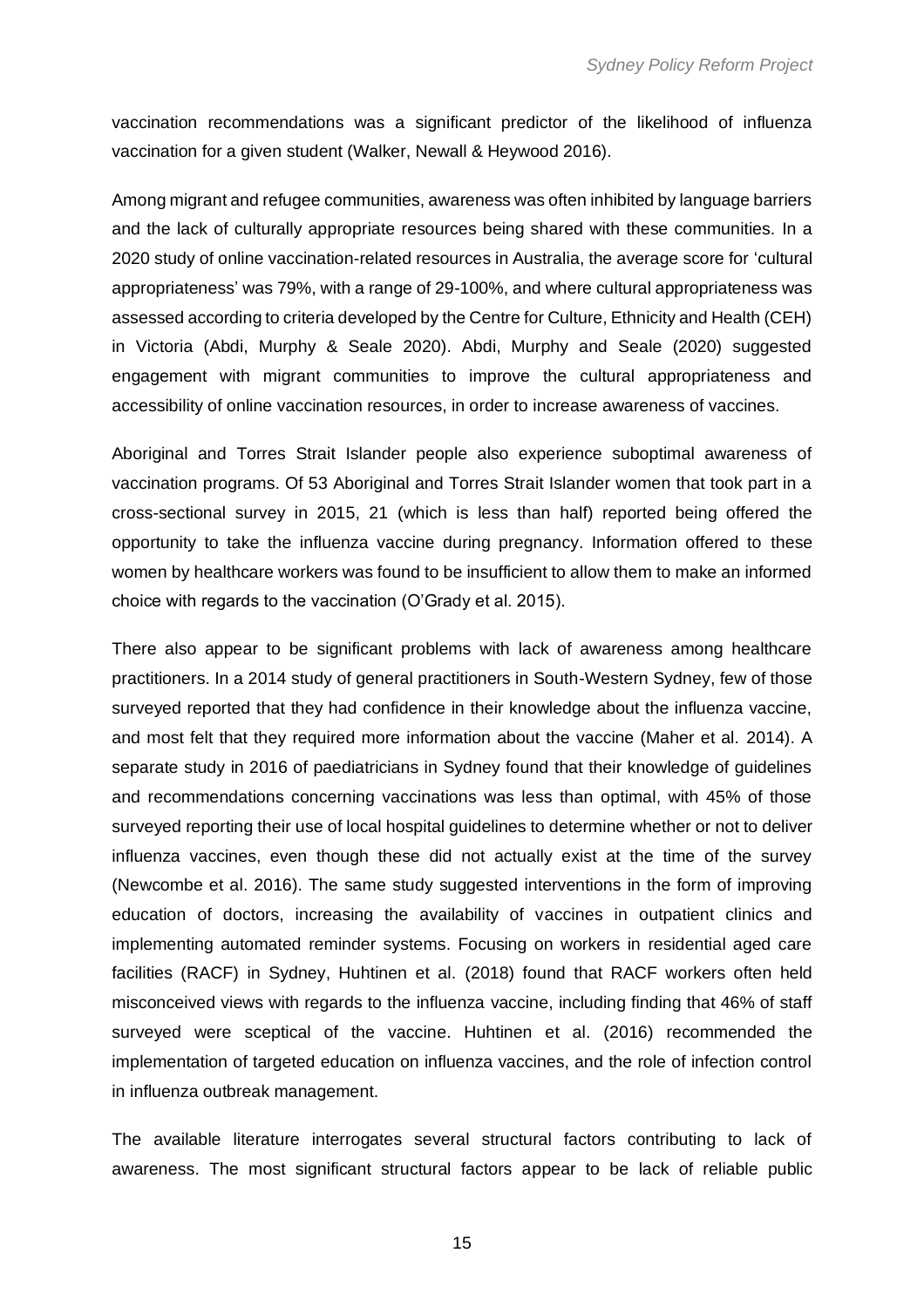vaccination recommendations was a significant predictor of the likelihood of influenza vaccination for a given student (Walker, Newall & Heywood 2016).

Among migrant and refugee communities, awareness was often inhibited by language barriers and the lack of culturally appropriate resources being shared with these communities. In a 2020 study of online vaccination-related resources in Australia, the average score for 'cultural appropriateness' was 79%, with a range of 29-100%, and where cultural appropriateness was assessed according to criteria developed by the Centre for Culture, Ethnicity and Health (CEH) in Victoria (Abdi, Murphy & Seale 2020). Abdi, Murphy and Seale (2020) suggested engagement with migrant communities to improve the cultural appropriateness and accessibility of online vaccination resources, in order to increase awareness of vaccines.

Aboriginal and Torres Strait Islander people also experience suboptimal awareness of vaccination programs. Of 53 Aboriginal and Torres Strait Islander women that took part in a cross-sectional survey in 2015, 21 (which is less than half) reported being offered the opportunity to take the influenza vaccine during pregnancy. Information offered to these women by healthcare workers was found to be insufficient to allow them to make an informed choice with regards to the vaccination (O'Grady et al. 2015).

There also appear to be significant problems with lack of awareness among healthcare practitioners. In a 2014 study of general practitioners in South-Western Sydney, few of those surveyed reported that they had confidence in their knowledge about the influenza vaccine, and most felt that they required more information about the vaccine (Maher et al. 2014). A separate study in 2016 of paediatricians in Sydney found that their knowledge of guidelines and recommendations concerning vaccinations was less than optimal, with 45% of those surveyed reporting their use of local hospital guidelines to determine whether or not to deliver influenza vaccines, even though these did not actually exist at the time of the survey (Newcombe et al. 2016). The same study suggested interventions in the form of improving education of doctors, increasing the availability of vaccines in outpatient clinics and implementing automated reminder systems. Focusing on workers in residential aged care facilities (RACF) in Sydney, Huhtinen et al. (2018) found that RACF workers often held misconceived views with regards to the influenza vaccine, including finding that 46% of staff surveyed were sceptical of the vaccine. Huhtinen et al. (2016) recommended the implementation of targeted education on influenza vaccines, and the role of infection control in influenza outbreak management.

The available literature interrogates several structural factors contributing to lack of awareness. The most significant structural factors appear to be lack of reliable public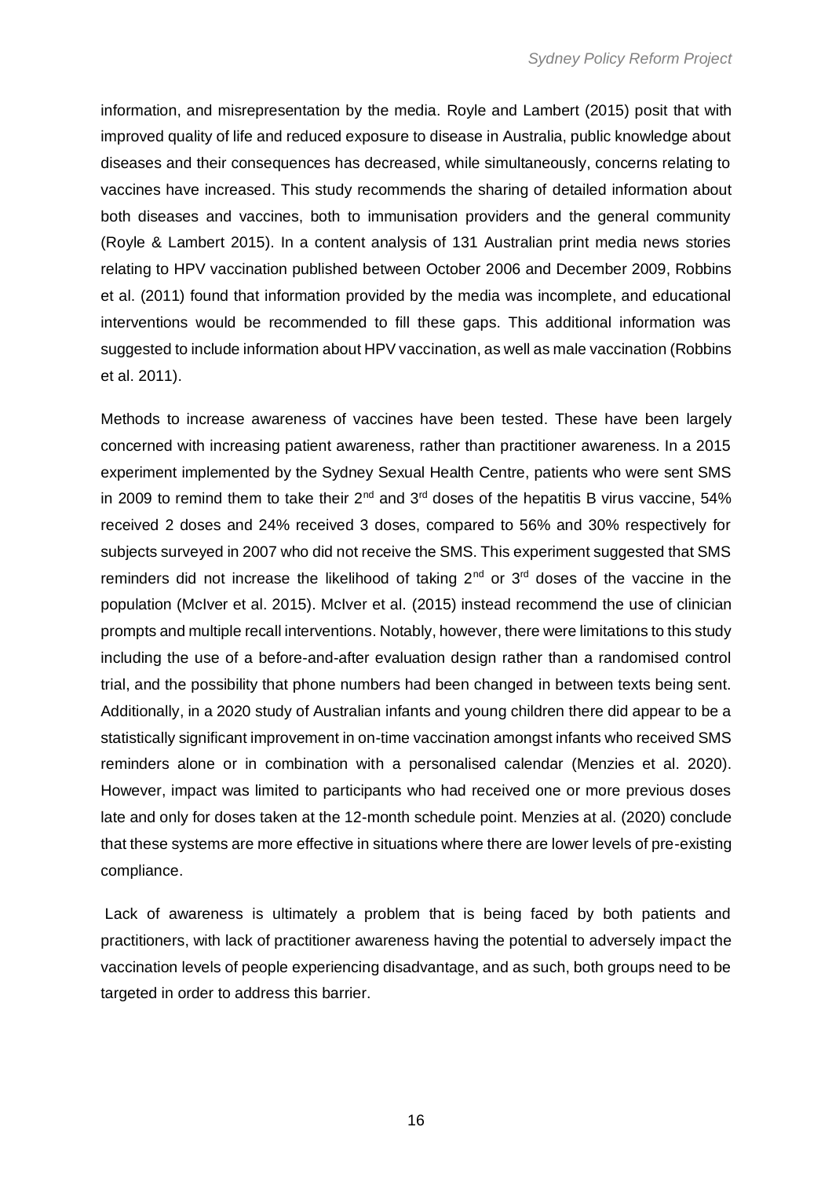information, and misrepresentation by the media. Royle and Lambert (2015) posit that with improved quality of life and reduced exposure to disease in Australia, public knowledge about diseases and their consequences has decreased, while simultaneously, concerns relating to vaccines have increased. This study recommends the sharing of detailed information about both diseases and vaccines, both to immunisation providers and the general community (Royle & Lambert 2015). In a content analysis of 131 Australian print media news stories relating to HPV vaccination published between October 2006 and December 2009, Robbins et al. (2011) found that information provided by the media was incomplete, and educational interventions would be recommended to fill these gaps. This additional information was suggested to include information about HPV vaccination, as well as male vaccination (Robbins et al. 2011).

Methods to increase awareness of vaccines have been tested. These have been largely concerned with increasing patient awareness, rather than practitioner awareness. In a 2015 experiment implemented by the Sydney Sexual Health Centre, patients who were sent SMS in 2009 to remind them to take their 2nd and 3rd doses of the hepatitis B virus vaccine, 54% received 2 doses and 24% received 3 doses, compared to 56% and 30% respectively for subjects surveyed in 2007 who did not receive the SMS. This experiment suggested that SMS reminders did not increase the likelihood of taking 2nd or 3rd doses of the vaccine in the population (McIver et al. 2015). McIver et al. (2015) instead recommend the use of clinician prompts and multiple recall interventions. Notably, however, there were limitations to this study including the use of a before-and-after evaluation design rather than a randomised control trial, and the possibility that phone numbers had been changed in between texts being sent. Additionally, in a 2020 study of Australian infants and young children there did appear to be a statistically significant improvement in on-time vaccination amongst infants who received SMS reminders alone or in combination with a personalised calendar (Menzies et al. 2020). However, impact was limited to participants who had received one or more previous doses late and only for doses taken at the 12-month schedule point. Menzies at al. (2020) conclude that these systems are more effective in situations where there are lower levels of pre-existing compliance.

Lack of awareness is ultimately a problem that is being faced by both patients and practitioners, with lack of practitioner awareness having the potential to adversely impact the vaccination levels of people experiencing disadvantage, and as such, both groups need to be targeted in order to address this barrier.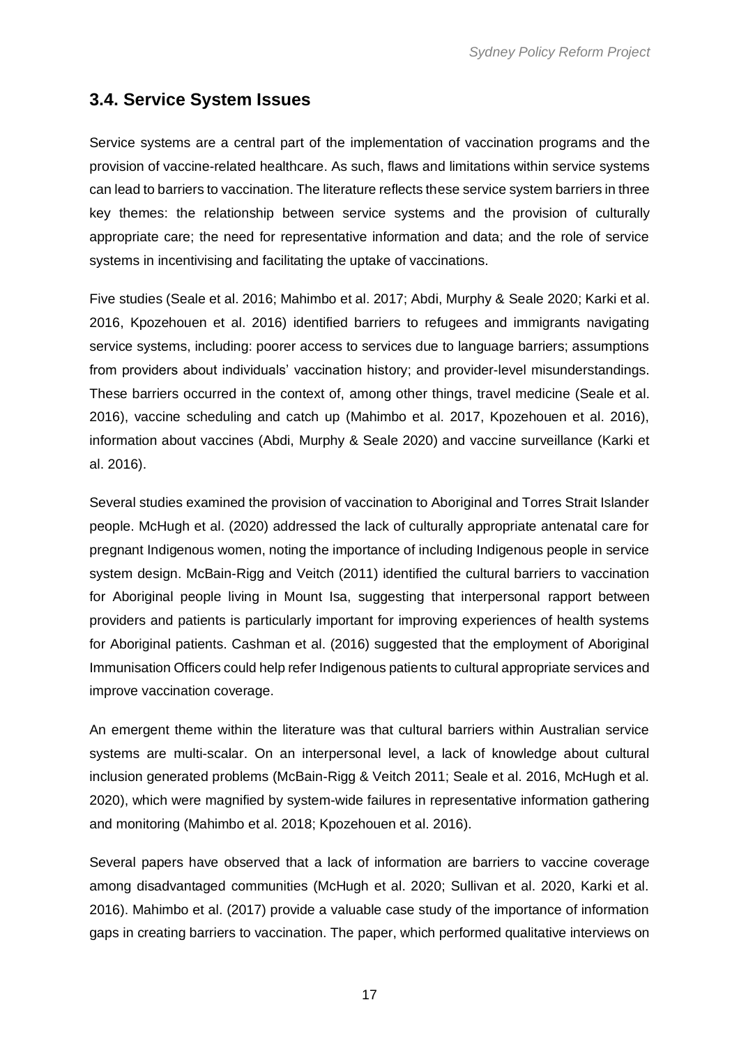## 3.4. Service System Issues

Service systems are a central part of the implementation of vaccination programs and the provision of vaccine-related healthcare. As such, flaws and limitations within service systems can lead to barriers to vaccination. The literature reflects these service system barriers in three key themes: the relationship between service systems and the provision of culturally appropriate care; the need for representative information and data; and the role of service systems in incentivising and facilitating the uptake of vaccinations.

Five studies (Seale et al. 2016; Mahimbo et al. 2017; Abdi, Murphy & Seale 2020; Karki et al. 2016, Kpozehouen et al. 2016) identified barriers to refugees and immigrants navigating service systems, including: poorer access to services due to language barriers; assumptions from providers about individuals' vaccination history; and provider-level misunderstandings. These barriers occurred in the context of, among other things, travel medicine (Seale et al. 2016), vaccine scheduling and catch up (Mahimbo et al. 2017, Kpozehouen et al. 2016), information about vaccines (Abdi, Murphy & Seale 2020) and vaccine surveillance (Karki et al. 2016).

Several studies examined the provision of vaccination to Aboriginal and Torres Strait Islander people. McHugh et al. (2020) addressed the lack of culturally appropriate antenatal care for pregnant Indigenous women, noting the importance of including Indigenous people in service system design. McBain-Rigg and Veitch (2011) identified the cultural barriers to vaccination for Aboriginal people living in Mount Isa, suggesting that interpersonal rapport between providers and patients is particularly important for improving experiences of health systems for Aboriginal patients. Cashman et al. (2016) suggested that the employment of Aboriginal Immunisation Officers could help refer Indigenous patients to cultural appropriate services and improve vaccination coverage.

An emergent theme within the literature was that cultural barriers within Australian service systems are multi-scalar. On an interpersonal level, a lack of knowledge about cultural inclusion generated problems (McBain-Rigg & Veitch 2011; Seale et al. 2016, McHugh et al. 2020), which were magnified by system-wide failures in representative information gathering and monitoring (Mahimbo et al. 2018; Kpozehouen et al. 2016).

Several papers have observed that a lack of information are barriers to vaccine coverage among disadvantaged communities (McHugh et al. 2020; Sullivan et al. 2020, Karki et al. 2016). Mahimbo et al. (2017) provide a valuable case study of the importance of information gaps in creating barriers to vaccination. The paper, which performed qualitative interviews on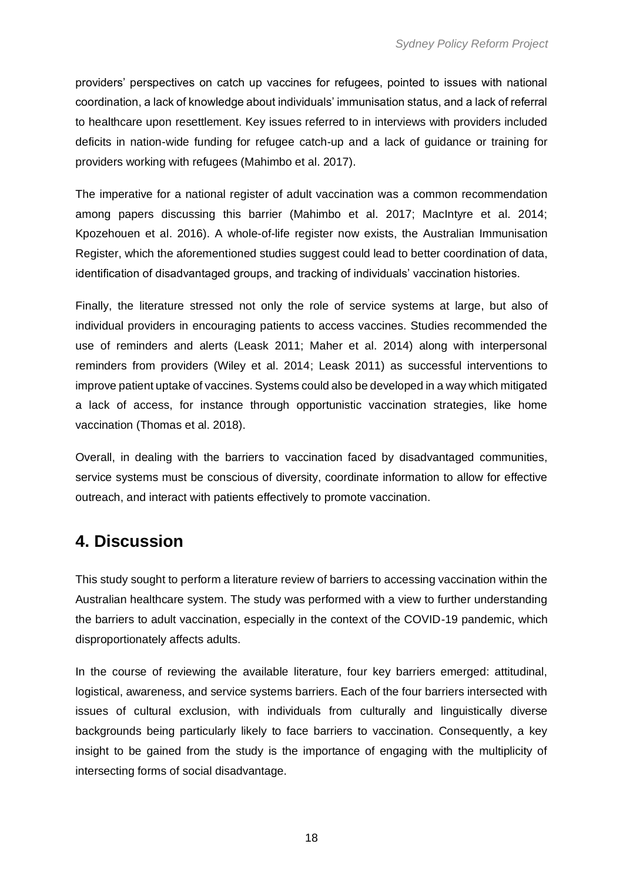providers' perspectives on catch up vaccines for refugees, pointed to issues with national coordination, a lack of knowledge about individuals' immunisation status, and a lack of referral to healthcare upon resettlement. Key issues referred to in interviews with providers included deficits in nation-wide funding for refugee catch-up and a lack of guidance or training for providers working with refugees (Mahimbo et al. 2017).

The imperative for a national register of adult vaccination was a common recommendation among papers discussing this barrier (Mahimbo et al. 2017; MacIntyre et al. 2014; Kpozehouen et al. 2016). A whole-of-life register now exists, the Australian Immunisation Register, which the aforementioned studies suggest could lead to better coordination of data, identification of disadvantaged groups, and tracking of individuals' vaccination histories.

Finally, the literature stressed not only the role of service systems at large, but also of individual providers in encouraging patients to access vaccines. Studies recommended the use of reminders and alerts (Leask 2011; Maher et al. 2014) along with interpersonal reminders from providers (Wiley et al. 2014; Leask 2011) as successful interventions to improve patient uptake of vaccines. Systems could also be developed in a way which mitigated a lack of access, for instance through opportunistic vaccination strategies, like home vaccination (Thomas et al. 2018).

Overall, in dealing with the barriers to vaccination faced by disadvantaged communities, service systems must be conscious of diversity, coordinate information to allow for effective outreach, and interact with patients effectively to promote vaccination.

## 4. Discussion

This study sought to perform a literature review of barriers to accessing vaccination within the Australian healthcare system. The study was performed with a view to further understanding the barriers to adult vaccination, especially in the context of the COVID-19 pandemic, which disproportionately affects adults.

In the course of reviewing the available literature, four key barriers emerged: attitudinal, logistical, awareness, and service systems barriers. Each of the four barriers intersected with issues of cultural exclusion, with individuals from culturally and linguistically diverse backgrounds being particularly likely to face barriers to vaccination. Consequently, a key insight to be gained from the study is the importance of engaging with the multiplicity of intersecting forms of social disadvantage.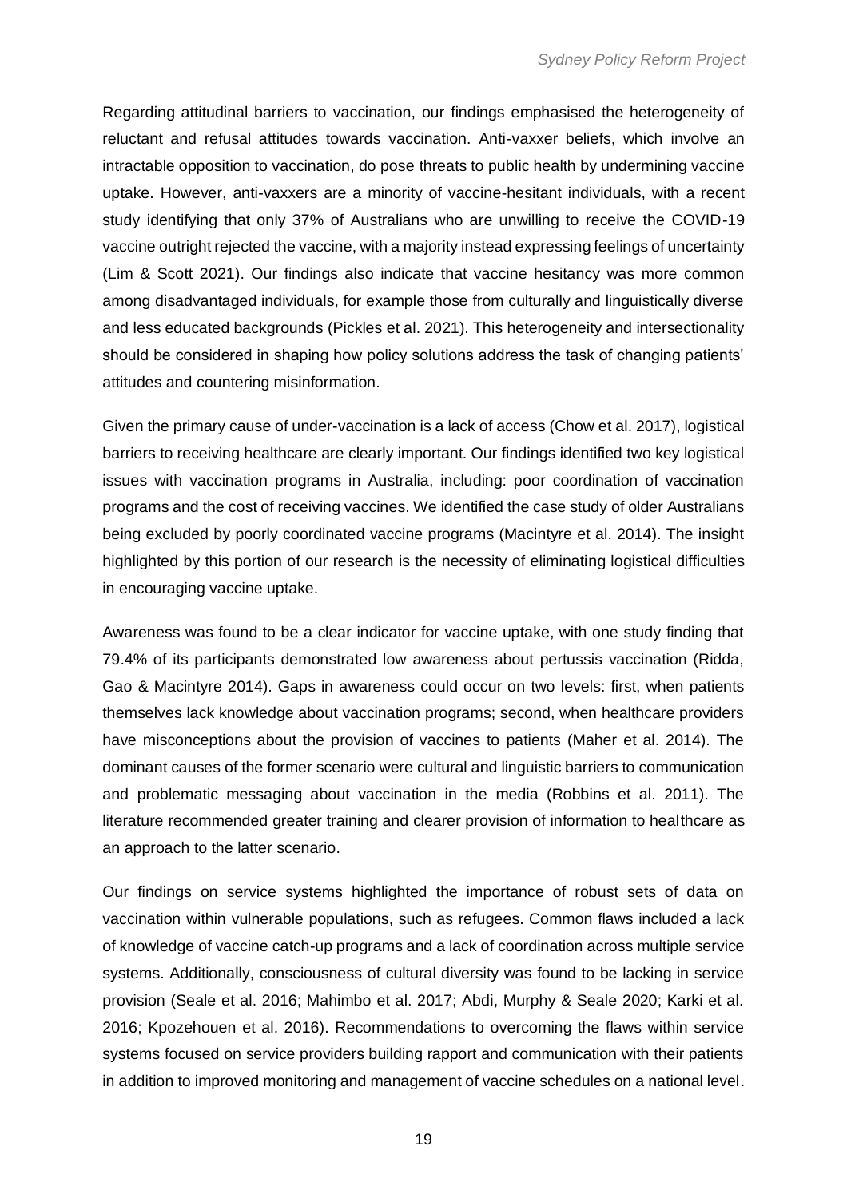Regarding attitudinal barriers to vaccination, our findings emphasised the heterogeneity of reluctant and refusal attitudes towards vaccination. Anti-vaxxer beliefs, which involve an intractable opposition to vaccination, do pose threats to public health by undermining vaccine uptake. However, anti-vaxxers are a minority of vaccine-hesitant individuals, with a recent study identifying that only 37% of Australians who are unwilling to receive the COVID-19 vaccine outright rejected the vaccine, with a majority instead expressing feelings of uncertainty (Lim & Scott 2021). Our findings also indicate that vaccine hesitancy was more common among disadvantaged individuals, for example those from culturally and linguistically diverse and less educated backgrounds (Pickles et al. 2021). This heterogeneity and intersectionality should be considered in shaping how policy solutions address the task of changing patients' attitudes and countering misinformation.

Given the primary cause of under-vaccination is a lack of access (Chow et al. 2017), logistical barriers to receiving healthcare are clearly important. Our findings identified two key logistical issues with vaccination programs in Australia, including: poor coordination of vaccination programs and the cost of receiving vaccines. We identified the case study of older Australians being excluded by poorly coordinated vaccine programs (Macintyre et al. 2014). The insight highlighted by this portion of our research is the necessity of eliminating logistical difficulties in encouraging vaccine uptake.

Awareness was found to be a clear indicator for vaccine uptake, with one study finding that 79.4% of its participants demonstrated low awareness about pertussis vaccination (Ridda, Gao & Macintyre 2014). Gaps in awareness could occur on two levels: first, when patients themselves lack knowledge about vaccination programs; second, when healthcare providers have misconceptions about the provision of vaccines to patients (Maher et al. 2014). The dominant causes of the former scenario were cultural and linguistic barriers to communication and problematic messaging about vaccination in the media (Robbins et al. 2011). The literature recommended greater training and clearer provision of information to healthcare as an approach to the latter scenario.

Our findings on service systems highlighted the importance of robust sets of data on vaccination within vulnerable populations, such as refugees. Common flaws included a lack of knowledge of vaccine catch-up programs and a lack of coordination across multiple service systems. Additionally, consciousness of cultural diversity was found to be lacking in service provision (Seale et al. 2016; Mahimbo et al. 2017; Abdi, Murphy & Seale 2020; Karki et al. 2016; Kpozehouen et al. 2016). Recommendations to overcoming the flaws within service systems focused on service providers building rapport and communication with their patients in addition to improved monitoring and management of vaccine schedules on a national level.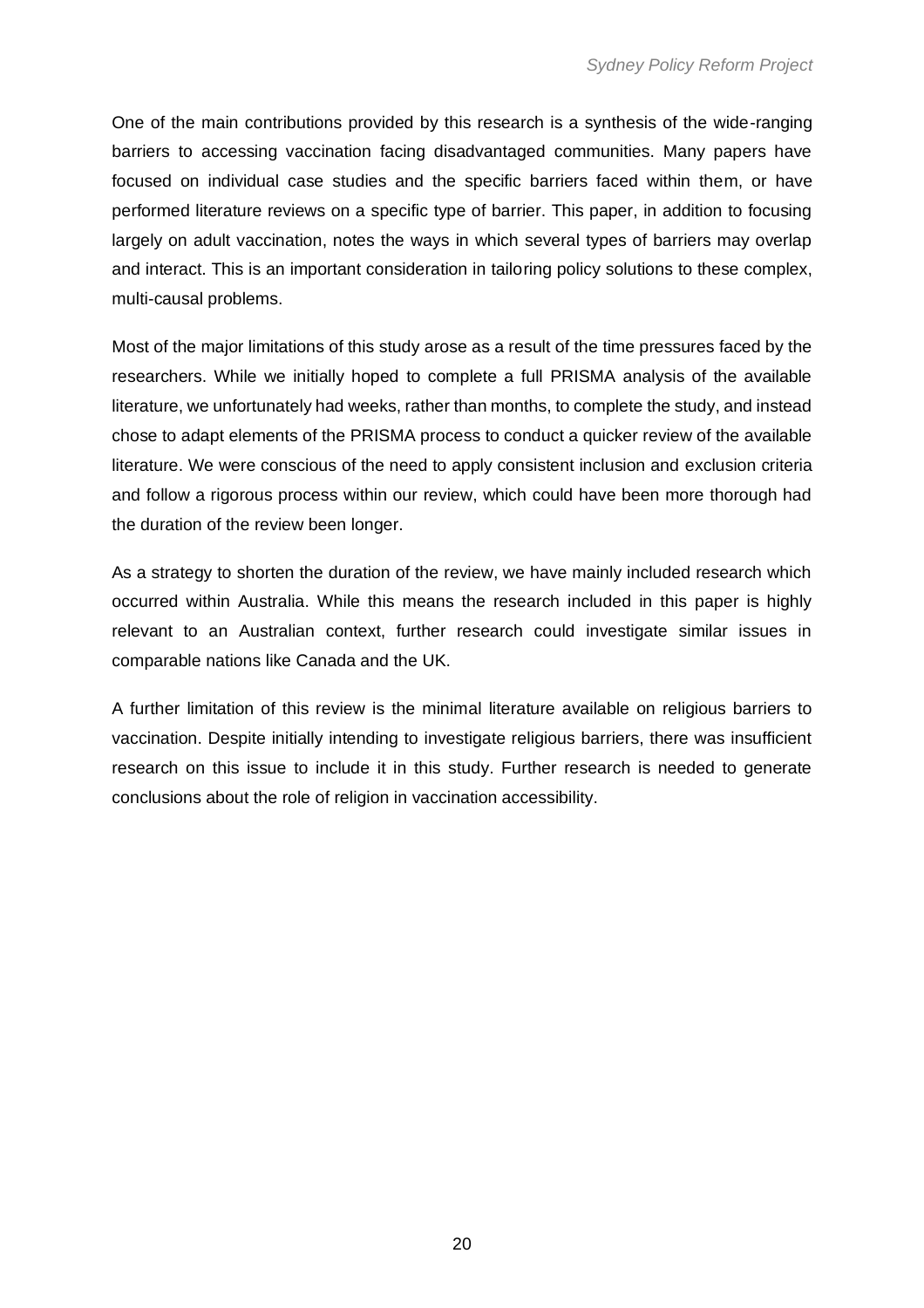One of the main contributions provided by this research is a synthesis of the wide-ranging barriers to accessing vaccination facing disadvantaged communities. Many papers have focused on individual case studies and the specific barriers faced within them, or have performed literature reviews on a specific type of barrier. This paper, in addition to focusing largely on adult vaccination, notes the ways in which several types of barriers may overlap and interact. This is an important consideration in tailoring policy solutions to these complex, multi-causal problems.

Most of the major limitations of this study arose as a result of the time pressures faced by the researchers. While we initially hoped to complete a full PRISMA analysis of the available literature, we unfortunately had weeks, rather than months, to complete the study, and instead chose to adapt elements of the PRISMA process to conduct a quicker review of the available literature. We were conscious of the need to apply consistent inclusion and exclusion criteria and follow a rigorous process within our review, which could have been more thorough had the duration of the review been longer.

As a strategy to shorten the duration of the review, we have mainly included research which occurred within Australia. While this means the research included in this paper is highly relevant to an Australian context, further research could investigate similar issues in comparable nations like Canada and the UK.

A further limitation of this review is the minimal literature available on religious barriers to vaccination. Despite initially intending to investigate religious barriers, there was insufficient research on this issue to include it in this study. Further research is needed to generate conclusions about the role of religion in vaccination accessibility.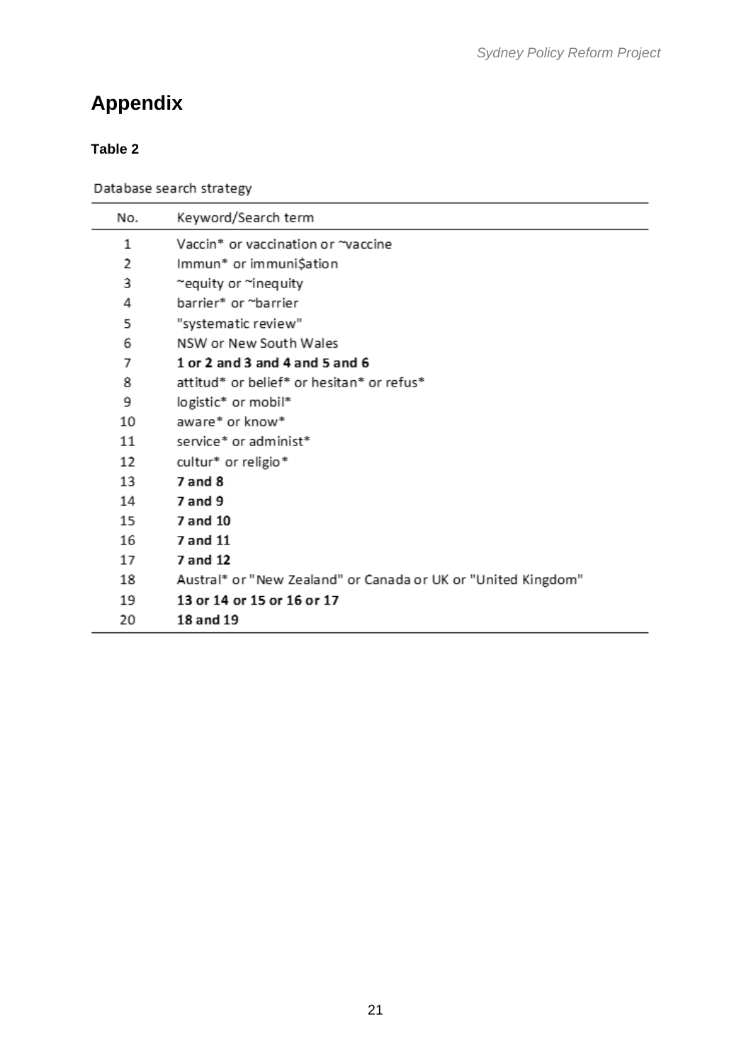# Appendix

**Table 2**

Database search strategy

| No. | Keyword/Search term |
|---|---|
| 1 | Vaccin* or vaccination or ~vaccine |
| 2 | Immun* or immuni$ation |
| 3 | ~equity or ~inequity |
| 4 | barrier* or ~barrier |
| 5 | "systematic review" |
| 6 | NSW or New South Wales |
| 7 | **1 or 2 and 3 and 4 and 5 and 6** |
| 8 | attitud* or belief* or hesitan* or refus* |
| 9 | logistic* or mobil* |
| 10 | aware* or know* |
| 11 | service* or administ* |
| 12 | cultur* or religio* |
| 13 | **7 and 8** |
| 14 | **7 and 9** |
| 15 | **7 and 10** |
| 16 | **7 and 11** |
| 17 | **7 and 12** |
| 18 | Austral* or "New Zealand" or Canada or UK or "United Kingdom" |
| 19 | **13 or 14 or 15 or 16 or 17** |
| 20 | **18 and 19** |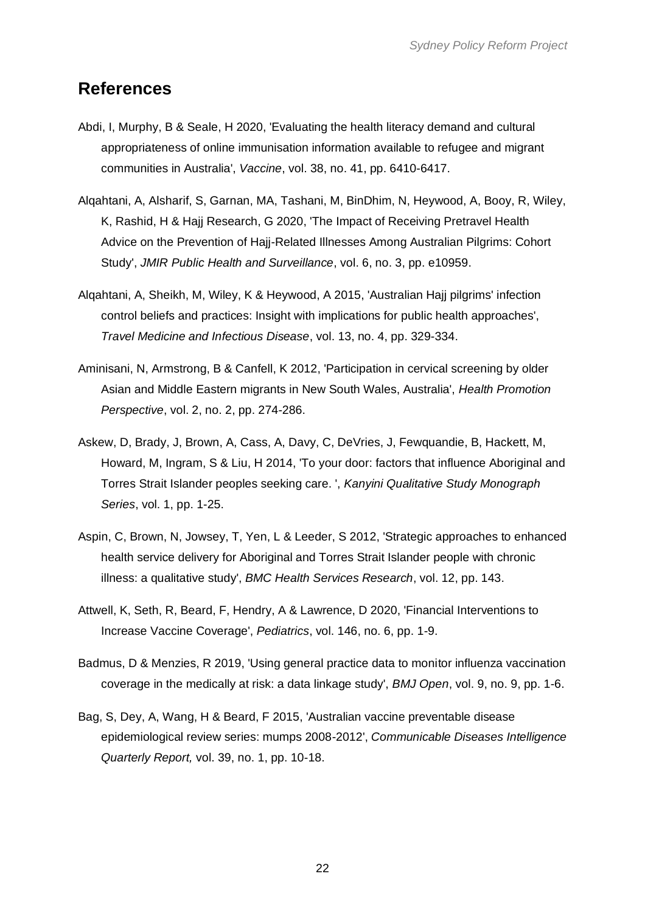## References

Abdi, I, Murphy, B & Seale, H 2020, 'Evaluating the health literacy demand and cultural appropriateness of online immunisation information available to refugee and migrant communities in Australia', *Vaccine*, vol. 38, no. 41, pp. 6410-6417.

Alqahtani, A, Alsharif, S, Garnan, MA, Tashani, M, BinDhim, N, Heywood, A, Booy, R, Wiley, K, Rashid, H & Hajj Research, G 2020, 'The Impact of Receiving Pretravel Health Advice on the Prevention of Hajj-Related Illnesses Among Australian Pilgrims: Cohort Study', *JMIR Public Health and Surveillance*, vol. 6, no. 3, pp. e10959.

Alqahtani, A, Sheikh, M, Wiley, K & Heywood, A 2015, 'Australian Hajj pilgrims' infection control beliefs and practices: Insight with implications for public health approaches', *Travel Medicine and Infectious Disease*, vol. 13, no. 4, pp. 329-334.

Aminisani, N, Armstrong, B & Canfell, K 2012, 'Participation in cervical screening by older Asian and Middle Eastern migrants in New South Wales, Australia', *Health Promotion Perspective*, vol. 2, no. 2, pp. 274-286.

Askew, D, Brady, J, Brown, A, Cass, A, Davy, C, DeVries, J, Fewquandie, B, Hackett, M, Howard, M, Ingram, S & Liu, H 2014, 'To your door: factors that influence Aboriginal and Torres Strait Islander peoples seeking care. ', *Kanyini Qualitative Study Monograph Series*, vol. 1, pp. 1-25.

Aspin, C, Brown, N, Jowsey, T, Yen, L & Leeder, S 2012, 'Strategic approaches to enhanced health service delivery for Aboriginal and Torres Strait Islander people with chronic illness: a qualitative study', *BMC Health Services Research*, vol. 12, pp. 143.

Attwell, K, Seth, R, Beard, F, Hendry, A & Lawrence, D 2020, 'Financial Interventions to Increase Vaccine Coverage', *Pediatrics*, vol. 146, no. 6, pp. 1-9.

Badmus, D & Menzies, R 2019, 'Using general practice data to monitor influenza vaccination coverage in the medically at risk: a data linkage study', *BMJ Open*, vol. 9, no. 9, pp. 1-6.

Bag, S, Dey, A, Wang, H & Beard, F 2015, 'Australian vaccine preventable disease epidemiological review series: mumps 2008-2012', *Communicable Diseases Intelligence Quarterly Report,* vol. 39, no. 1, pp. 10-18.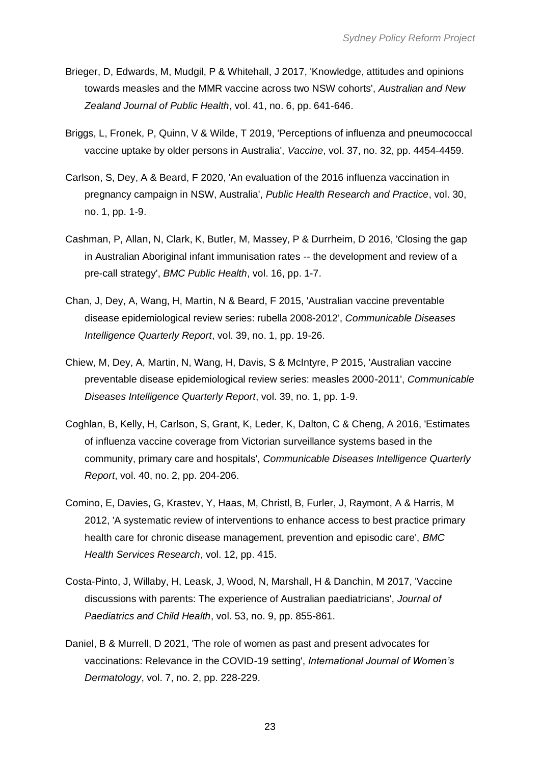Brieger, D, Edwards, M, Mudgil, P & Whitehall, J 2017, 'Knowledge, attitudes and opinions towards measles and the MMR vaccine across two NSW cohorts', *Australian and New Zealand Journal of Public Health*, vol. 41, no. 6, pp. 641-646.

Briggs, L, Fronek, P, Quinn, V & Wilde, T 2019, 'Perceptions of influenza and pneumococcal vaccine uptake by older persons in Australia', *Vaccine*, vol. 37, no. 32, pp. 4454-4459.

Carlson, S, Dey, A & Beard, F 2020, 'An evaluation of the 2016 influenza vaccination in pregnancy campaign in NSW, Australia', *Public Health Research and Practice*, vol. 30, no. 1, pp. 1-9.

Cashman, P, Allan, N, Clark, K, Butler, M, Massey, P & Durrheim, D 2016, 'Closing the gap in Australian Aboriginal infant immunisation rates -- the development and review of a pre-call strategy', *BMC Public Health*, vol. 16, pp. 1-7.

Chan, J, Dey, A, Wang, H, Martin, N & Beard, F 2015, 'Australian vaccine preventable disease epidemiological review series: rubella 2008-2012', *Communicable Diseases Intelligence Quarterly Report*, vol. 39, no. 1, pp. 19-26.

Chiew, M, Dey, A, Martin, N, Wang, H, Davis, S & McIntyre, P 2015, 'Australian vaccine preventable disease epidemiological review series: measles 2000-2011', *Communicable Diseases Intelligence Quarterly Report*, vol. 39, no. 1, pp. 1-9.

Coghlan, B, Kelly, H, Carlson, S, Grant, K, Leder, K, Dalton, C & Cheng, A 2016, 'Estimates of influenza vaccine coverage from Victorian surveillance systems based in the community, primary care and hospitals', *Communicable Diseases Intelligence Quarterly Report*, vol. 40, no. 2, pp. 204-206.

Comino, E, Davies, G, Krastev, Y, Haas, M, Christl, B, Furler, J, Raymont, A & Harris, M 2012, 'A systematic review of interventions to enhance access to best practice primary health care for chronic disease management, prevention and episodic care', *BMC Health Services Research*, vol. 12, pp. 415.

Costa-Pinto, J, Willaby, H, Leask, J, Wood, N, Marshall, H & Danchin, M 2017, 'Vaccine discussions with parents: The experience of Australian paediatricians', *Journal of Paediatrics and Child Health*, vol. 53, no. 9, pp. 855-861.

Daniel, B & Murrell, D 2021, 'The role of women as past and present advocates for vaccinations: Relevance in the COVID-19 setting', *International Journal of Women's Dermatology*, vol. 7, no. 2, pp. 228-229.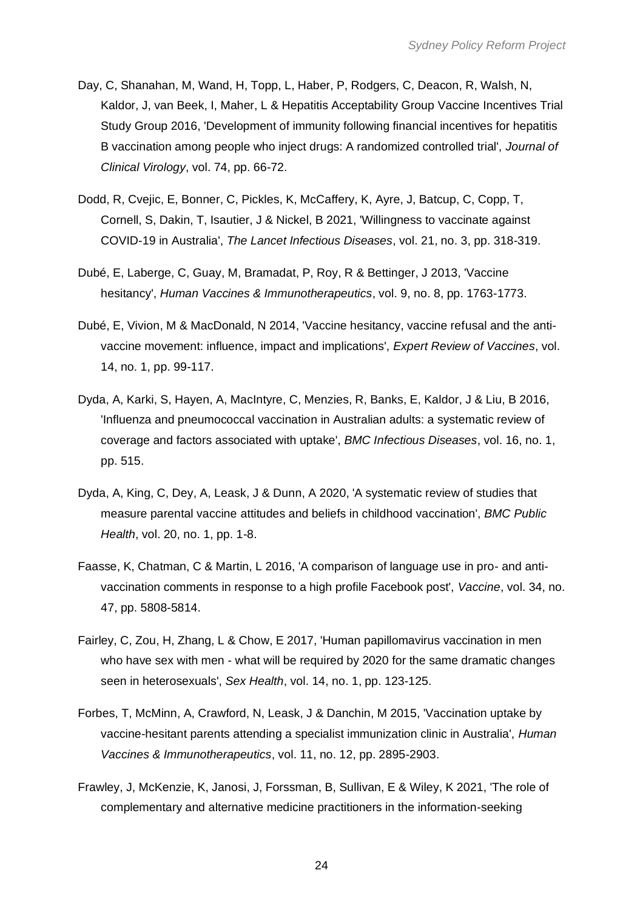Day, C, Shanahan, M, Wand, H, Topp, L, Haber, P, Rodgers, C, Deacon, R, Walsh, N, Kaldor, J, van Beek, I, Maher, L & Hepatitis Acceptability Group Vaccine Incentives Trial Study Group 2016, 'Development of immunity following financial incentives for hepatitis B vaccination among people who inject drugs: A randomized controlled trial', *Journal of Clinical Virology*, vol. 74, pp. 66-72.

Dodd, R, Cvejic, E, Bonner, C, Pickles, K, McCaffery, K, Ayre, J, Batcup, C, Copp, T, Cornell, S, Dakin, T, Isautier, J & Nickel, B 2021, 'Willingness to vaccinate against COVID-19 in Australia', *The Lancet Infectious Diseases*, vol. 21, no. 3, pp. 318-319.

Dubé, E, Laberge, C, Guay, M, Bramadat, P, Roy, R & Bettinger, J 2013, 'Vaccine hesitancy', *Human Vaccines & Immunotherapeutics*, vol. 9, no. 8, pp. 1763-1773.

Dubé, E, Vivion, M & MacDonald, N 2014, 'Vaccine hesitancy, vaccine refusal and the anti-vaccine movement: influence, impact and implications', *Expert Review of Vaccines*, vol. 14, no. 1, pp. 99-117.

Dyda, A, Karki, S, Hayen, A, MacIntyre, C, Menzies, R, Banks, E, Kaldor, J & Liu, B 2016, 'Influenza and pneumococcal vaccination in Australian adults: a systematic review of coverage and factors associated with uptake', *BMC Infectious Diseases*, vol. 16, no. 1, pp. 515.

Dyda, A, King, C, Dey, A, Leask, J & Dunn, A 2020, 'A systematic review of studies that measure parental vaccine attitudes and beliefs in childhood vaccination', *BMC Public Health*, vol. 20, no. 1, pp. 1-8.

Faasse, K, Chatman, C & Martin, L 2016, 'A comparison of language use in pro- and anti-vaccination comments in response to a high profile Facebook post', *Vaccine*, vol. 34, no. 47, pp. 5808-5814.

Fairley, C, Zou, H, Zhang, L & Chow, E 2017, 'Human papillomavirus vaccination in men who have sex with men - what will be required by 2020 for the same dramatic changes seen in heterosexuals', *Sex Health*, vol. 14, no. 1, pp. 123-125.

Forbes, T, McMinn, A, Crawford, N, Leask, J & Danchin, M 2015, 'Vaccination uptake by vaccine-hesitant parents attending a specialist immunization clinic in Australia', *Human Vaccines & Immunotherapeutics*, vol. 11, no. 12, pp. 2895-2903.

Frawley, J, McKenzie, K, Janosi, J, Forssman, B, Sullivan, E & Wiley, K 2021, 'The role of complementary and alternative medicine practitioners in the information-seeking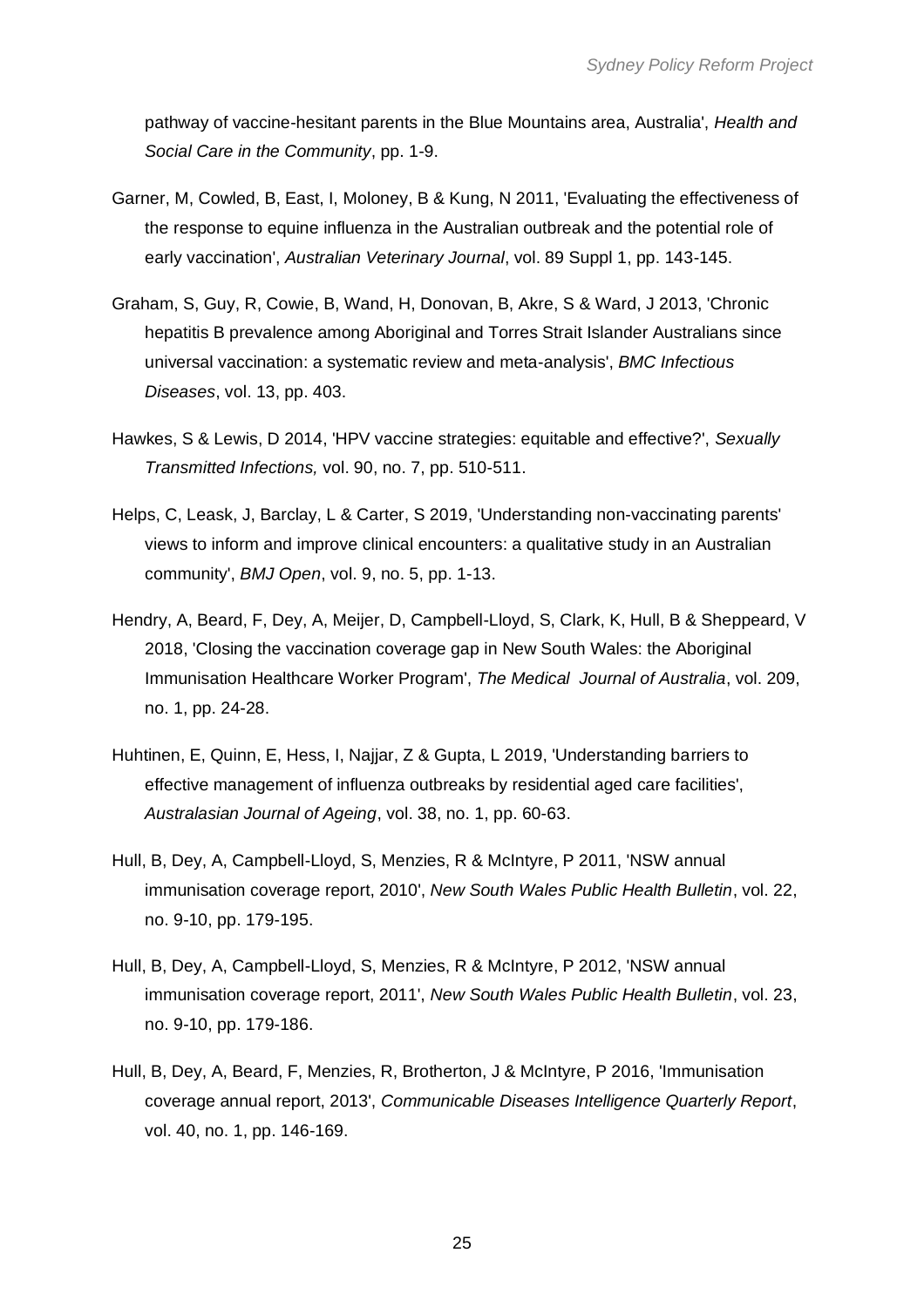pathway of vaccine-hesitant parents in the Blue Mountains area, Australia', *Health and Social Care in the Community*, pp. 1-9.

Garner, M, Cowled, B, East, I, Moloney, B & Kung, N 2011, 'Evaluating the effectiveness of the response to equine influenza in the Australian outbreak and the potential role of early vaccination', *Australian Veterinary Journal*, vol. 89 Suppl 1, pp. 143-145.

Graham, S, Guy, R, Cowie, B, Wand, H, Donovan, B, Akre, S & Ward, J 2013, 'Chronic hepatitis B prevalence among Aboriginal and Torres Strait Islander Australians since universal vaccination: a systematic review and meta-analysis', *BMC Infectious Diseases*, vol. 13, pp. 403.

Hawkes, S & Lewis, D 2014, 'HPV vaccine strategies: equitable and effective?', *Sexually Transmitted Infections,* vol. 90, no. 7, pp. 510-511.

Helps, C, Leask, J, Barclay, L & Carter, S 2019, 'Understanding non-vaccinating parents' views to inform and improve clinical encounters: a qualitative study in an Australian community', *BMJ Open*, vol. 9, no. 5, pp. 1-13.

Hendry, A, Beard, F, Dey, A, Meijer, D, Campbell-Lloyd, S, Clark, K, Hull, B & Sheppeard, V 2018, 'Closing the vaccination coverage gap in New South Wales: the Aboriginal Immunisation Healthcare Worker Program', *The Medical Journal of Australia*, vol. 209, no. 1, pp. 24-28.

Huhtinen, E, Quinn, E, Hess, I, Najjar, Z & Gupta, L 2019, 'Understanding barriers to effective management of influenza outbreaks by residential aged care facilities', *Australasian Journal of Ageing*, vol. 38, no. 1, pp. 60-63.

Hull, B, Dey, A, Campbell-Lloyd, S, Menzies, R & McIntyre, P 2011, 'NSW annual immunisation coverage report, 2010', *New South Wales Public Health Bulletin*, vol. 22, no. 9-10, pp. 179-195.

Hull, B, Dey, A, Campbell-Lloyd, S, Menzies, R & McIntyre, P 2012, 'NSW annual immunisation coverage report, 2011', *New South Wales Public Health Bulletin*, vol. 23, no. 9-10, pp. 179-186.

Hull, B, Dey, A, Beard, F, Menzies, R, Brotherton, J & McIntyre, P 2016, 'Immunisation coverage annual report, 2013', *Communicable Diseases Intelligence Quarterly Report*, vol. 40, no. 1, pp. 146-169.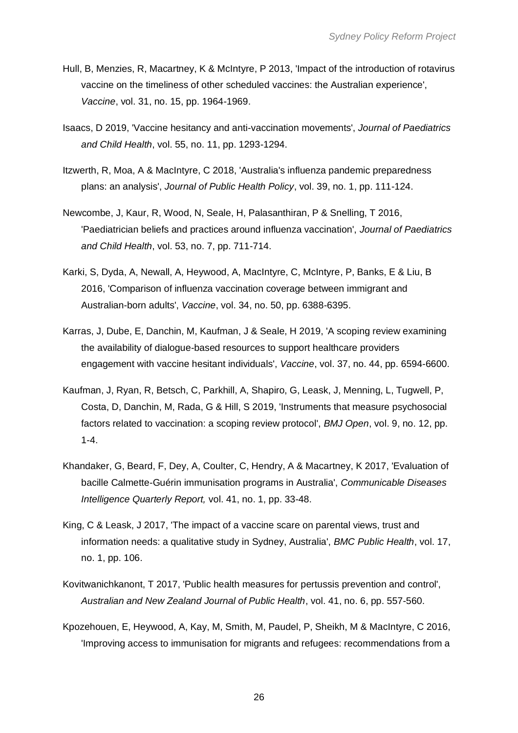Hull, B, Menzies, R, Macartney, K & McIntyre, P 2013, 'Impact of the introduction of rotavirus vaccine on the timeliness of other scheduled vaccines: the Australian experience', *Vaccine*, vol. 31, no. 15, pp. 1964-1969.

Isaacs, D 2019, 'Vaccine hesitancy and anti-vaccination movements', *Journal of Paediatrics and Child Health*, vol. 55, no. 11, pp. 1293-1294.

Itzwerth, R, Moa, A & MacIntyre, C 2018, 'Australia's influenza pandemic preparedness plans: an analysis', *Journal of Public Health Policy*, vol. 39, no. 1, pp. 111-124.

Newcombe, J, Kaur, R, Wood, N, Seale, H, Palasanthiran, P & Snelling, T 2016, 'Paediatrician beliefs and practices around influenza vaccination', *Journal of Paediatrics and Child Health*, vol. 53, no. 7, pp. 711-714.

Karki, S, Dyda, A, Newall, A, Heywood, A, MacIntyre, C, McIntyre, P, Banks, E & Liu, B 2016, 'Comparison of influenza vaccination coverage between immigrant and Australian-born adults', *Vaccine*, vol. 34, no. 50, pp. 6388-6395.

Karras, J, Dube, E, Danchin, M, Kaufman, J & Seale, H 2019, 'A scoping review examining the availability of dialogue-based resources to support healthcare providers engagement with vaccine hesitant individuals', *Vaccine*, vol. 37, no. 44, pp. 6594-6600.

Kaufman, J, Ryan, R, Betsch, C, Parkhill, A, Shapiro, G, Leask, J, Menning, L, Tugwell, P, Costa, D, Danchin, M, Rada, G & Hill, S 2019, 'Instruments that measure psychosocial factors related to vaccination: a scoping review protocol', *BMJ Open*, vol. 9, no. 12, pp. 1-4.

Khandaker, G, Beard, F, Dey, A, Coulter, C, Hendry, A & Macartney, K 2017, 'Evaluation of bacille Calmette-Guérin immunisation programs in Australia', *Communicable Diseases Intelligence Quarterly Report,* vol. 41, no. 1, pp. 33-48.

King, C & Leask, J 2017, 'The impact of a vaccine scare on parental views, trust and information needs: a qualitative study in Sydney, Australia', *BMC Public Health*, vol. 17, no. 1, pp. 106.

Kovitwanichkanont, T 2017, 'Public health measures for pertussis prevention and control', *Australian and New Zealand Journal of Public Health*, vol. 41, no. 6, pp. 557-560.

Kpozehouen, E, Heywood, A, Kay, M, Smith, M, Paudel, P, Sheikh, M & MacIntyre, C 2016, 'Improving access to immunisation for migrants and refugees: recommendations from a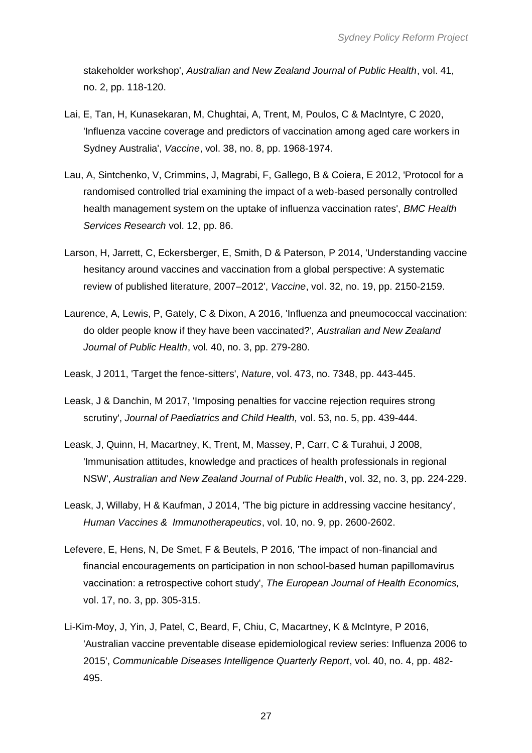stakeholder workshop', *Australian and New Zealand Journal of Public Health*, vol. 41, no. 2, pp. 118-120.

Lai, E, Tan, H, Kunasekaran, M, Chughtai, A, Trent, M, Poulos, C & MacIntyre, C 2020, 'Influenza vaccine coverage and predictors of vaccination among aged care workers in Sydney Australia', *Vaccine*, vol. 38, no. 8, pp. 1968-1974.

Lau, A, Sintchenko, V, Crimmins, J, Magrabi, F, Gallego, B & Coiera, E 2012, 'Protocol for a randomised controlled trial examining the impact of a web-based personally controlled health management system on the uptake of influenza vaccination rates', *BMC Health Services Research* vol. 12, pp. 86.

Larson, H, Jarrett, C, Eckersberger, E, Smith, D & Paterson, P 2014, 'Understanding vaccine hesitancy around vaccines and vaccination from a global perspective: A systematic review of published literature, 2007–2012', *Vaccine*, vol. 32, no. 19, pp. 2150-2159.

Laurence, A, Lewis, P, Gately, C & Dixon, A 2016, 'Influenza and pneumococcal vaccination: do older people know if they have been vaccinated?', *Australian and New Zealand Journal of Public Health*, vol. 40, no. 3, pp. 279-280.

Leask, J 2011, 'Target the fence-sitters', *Nature*, vol. 473, no. 7348, pp. 443-445.

Leask, J & Danchin, M 2017, 'Imposing penalties for vaccine rejection requires strong scrutiny', *Journal of Paediatrics and Child Health,* vol. 53, no. 5, pp. 439-444.

Leask, J, Quinn, H, Macartney, K, Trent, M, Massey, P, Carr, C & Turahui, J 2008, 'Immunisation attitudes, knowledge and practices of health professionals in regional NSW', *Australian and New Zealand Journal of Public Health*, vol. 32, no. 3, pp. 224-229.

Leask, J, Willaby, H & Kaufman, J 2014, 'The big picture in addressing vaccine hesitancy', *Human Vaccines & Immunotherapeutics*, vol. 10, no. 9, pp. 2600-2602.

Lefevere, E, Hens, N, De Smet, F & Beutels, P 2016, 'The impact of non-financial and financial encouragements on participation in non school-based human papillomavirus vaccination: a retrospective cohort study', *The European Journal of Health Economics,* vol. 17, no. 3, pp. 305-315.

Li-Kim-Moy, J, Yin, J, Patel, C, Beard, F, Chiu, C, Macartney, K & McIntyre, P 2016, 'Australian vaccine preventable disease epidemiological review series: Influenza 2006 to 2015', *Communicable Diseases Intelligence Quarterly Report*, vol. 40, no. 4, pp. 482-495.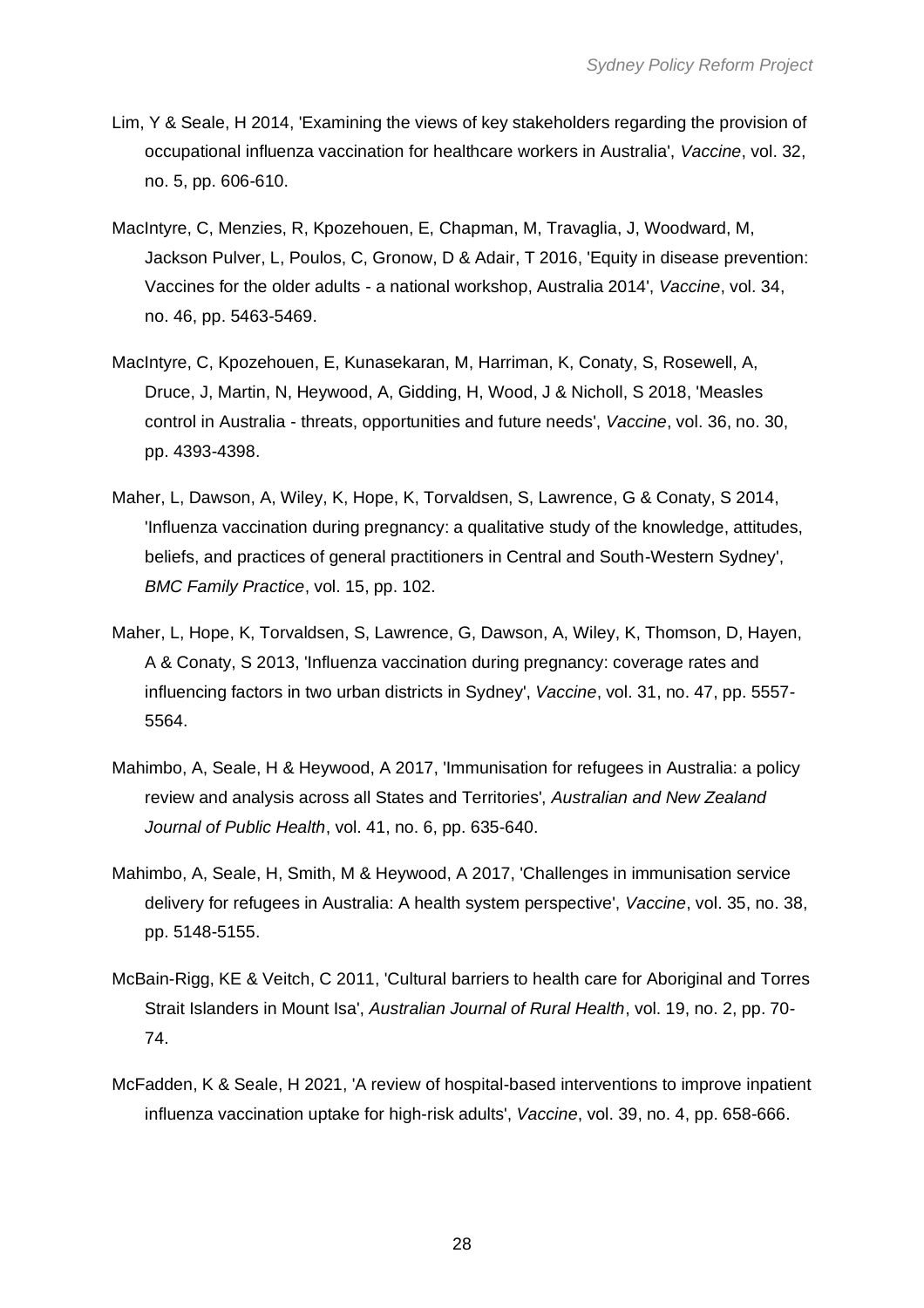Lim, Y & Seale, H 2014, 'Examining the views of key stakeholders regarding the provision of occupational influenza vaccination for healthcare workers in Australia', *Vaccine*, vol. 32, no. 5, pp. 606-610.

MacIntyre, C, Menzies, R, Kpozehouen, E, Chapman, M, Travaglia, J, Woodward, M, Jackson Pulver, L, Poulos, C, Gronow, D & Adair, T 2016, 'Equity in disease prevention: Vaccines for the older adults - a national workshop, Australia 2014', *Vaccine*, vol. 34, no. 46, pp. 5463-5469.

MacIntyre, C, Kpozehouen, E, Kunasekaran, M, Harriman, K, Conaty, S, Rosewell, A, Druce, J, Martin, N, Heywood, A, Gidding, H, Wood, J & Nicholl, S 2018, 'Measles control in Australia - threats, opportunities and future needs', *Vaccine*, vol. 36, no. 30, pp. 4393-4398.

Maher, L, Dawson, A, Wiley, K, Hope, K, Torvaldsen, S, Lawrence, G & Conaty, S 2014, 'Influenza vaccination during pregnancy: a qualitative study of the knowledge, attitudes, beliefs, and practices of general practitioners in Central and South-Western Sydney', *BMC Family Practice*, vol. 15, pp. 102.

Maher, L, Hope, K, Torvaldsen, S, Lawrence, G, Dawson, A, Wiley, K, Thomson, D, Hayen, A & Conaty, S 2013, 'Influenza vaccination during pregnancy: coverage rates and influencing factors in two urban districts in Sydney', *Vaccine*, vol. 31, no. 47, pp. 5557-5564.

Mahimbo, A, Seale, H & Heywood, A 2017, 'Immunisation for refugees in Australia: a policy review and analysis across all States and Territories', *Australian and New Zealand Journal of Public Health*, vol. 41, no. 6, pp. 635-640.

Mahimbo, A, Seale, H, Smith, M & Heywood, A 2017, 'Challenges in immunisation service delivery for refugees in Australia: A health system perspective', *Vaccine*, vol. 35, no. 38, pp. 5148-5155.

McBain-Rigg, KE & Veitch, C 2011, 'Cultural barriers to health care for Aboriginal and Torres Strait Islanders in Mount Isa', *Australian Journal of Rural Health*, vol. 19, no. 2, pp. 70-74.

McFadden, K & Seale, H 2021, 'A review of hospital-based interventions to improve inpatient influenza vaccination uptake for high-risk adults', *Vaccine*, vol. 39, no. 4, pp. 658-666.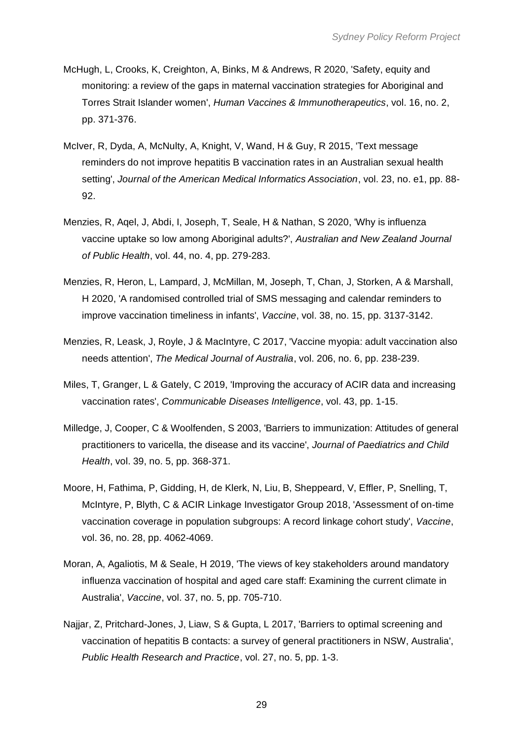McHugh, L, Crooks, K, Creighton, A, Binks, M & Andrews, R 2020, 'Safety, equity and monitoring: a review of the gaps in maternal vaccination strategies for Aboriginal and Torres Strait Islander women', *Human Vaccines & Immunotherapeutics*, vol. 16, no. 2, pp. 371-376.

McIver, R, Dyda, A, McNulty, A, Knight, V, Wand, H & Guy, R 2015, 'Text message reminders do not improve hepatitis B vaccination rates in an Australian sexual health setting', *Journal of the American Medical Informatics Association*, vol. 23, no. e1, pp. 88-92.

Menzies, R, Aqel, J, Abdi, I, Joseph, T, Seale, H & Nathan, S 2020, 'Why is influenza vaccine uptake so low among Aboriginal adults?', *Australian and New Zealand Journal of Public Health*, vol. 44, no. 4, pp. 279-283.

Menzies, R, Heron, L, Lampard, J, McMillan, M, Joseph, T, Chan, J, Storken, A & Marshall, H 2020, 'A randomised controlled trial of SMS messaging and calendar reminders to improve vaccination timeliness in infants', *Vaccine*, vol. 38, no. 15, pp. 3137-3142.

Menzies, R, Leask, J, Royle, J & MacIntyre, C 2017, 'Vaccine myopia: adult vaccination also needs attention', *The Medical Journal of Australia*, vol. 206, no. 6, pp. 238-239.

Miles, T, Granger, L & Gately, C 2019, 'Improving the accuracy of ACIR data and increasing vaccination rates', *Communicable Diseases Intelligence*, vol. 43, pp. 1-15.

Milledge, J, Cooper, C & Woolfenden, S 2003, 'Barriers to immunization: Attitudes of general practitioners to varicella, the disease and its vaccine', *Journal of Paediatrics and Child Health*, vol. 39, no. 5, pp. 368-371.

Moore, H, Fathima, P, Gidding, H, de Klerk, N, Liu, B, Sheppeard, V, Effler, P, Snelling, T, McIntyre, P, Blyth, C & ACIR Linkage Investigator Group 2018, 'Assessment of on-time vaccination coverage in population subgroups: A record linkage cohort study', *Vaccine*, vol. 36, no. 28, pp. 4062-4069.

Moran, A, Agaliotis, M & Seale, H 2019, 'The views of key stakeholders around mandatory influenza vaccination of hospital and aged care staff: Examining the current climate in Australia', *Vaccine*, vol. 37, no. 5, pp. 705-710.

Najjar, Z, Pritchard-Jones, J, Liaw, S & Gupta, L 2017, 'Barriers to optimal screening and vaccination of hepatitis B contacts: a survey of general practitioners in NSW, Australia', *Public Health Research and Practice*, vol. 27, no. 5, pp. 1-3.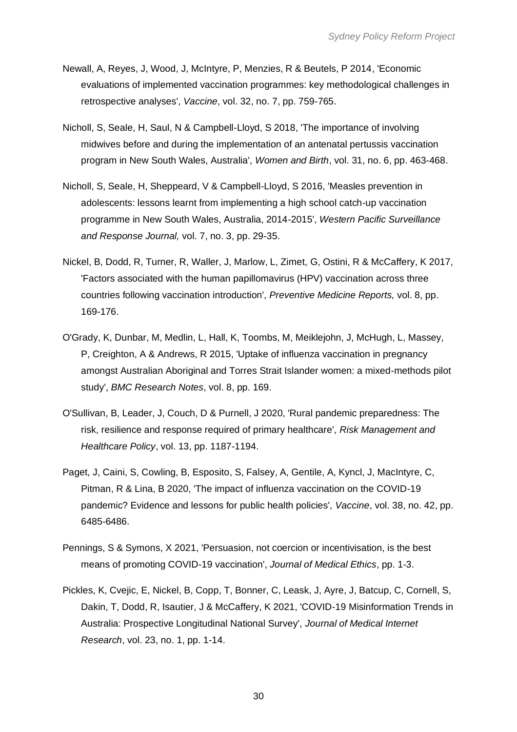Newall, A, Reyes, J, Wood, J, McIntyre, P, Menzies, R & Beutels, P 2014, 'Economic evaluations of implemented vaccination programmes: key methodological challenges in retrospective analyses', *Vaccine*, vol. 32, no. 7, pp. 759-765.

Nicholl, S, Seale, H, Saul, N & Campbell-Lloyd, S 2018, 'The importance of involving midwives before and during the implementation of an antenatal pertussis vaccination program in New South Wales, Australia', *Women and Birth*, vol. 31, no. 6, pp. 463-468.

Nicholl, S, Seale, H, Sheppeard, V & Campbell-Lloyd, S 2016, 'Measles prevention in adolescents: lessons learnt from implementing a high school catch-up vaccination programme in New South Wales, Australia, 2014-2015', *Western Pacific Surveillance and Response Journal,* vol. 7, no. 3, pp. 29-35.

Nickel, B, Dodd, R, Turner, R, Waller, J, Marlow, L, Zimet, G, Ostini, R & McCaffery, K 2017, 'Factors associated with the human papillomavirus (HPV) vaccination across three countries following vaccination introduction', *Preventive Medicine Reports,* vol. 8, pp. 169-176.

O'Grady, K, Dunbar, M, Medlin, L, Hall, K, Toombs, M, Meiklejohn, J, McHugh, L, Massey, P, Creighton, A & Andrews, R 2015, 'Uptake of influenza vaccination in pregnancy amongst Australian Aboriginal and Torres Strait Islander women: a mixed-methods pilot study', *BMC Research Notes*, vol. 8, pp. 169.

O'Sullivan, B, Leader, J, Couch, D & Purnell, J 2020, 'Rural pandemic preparedness: The risk, resilience and response required of primary healthcare', *Risk Management and Healthcare Policy*, vol. 13, pp. 1187-1194.

Paget, J, Caini, S, Cowling, B, Esposito, S, Falsey, A, Gentile, A, Kyncl, J, MacIntyre, C, Pitman, R & Lina, B 2020, 'The impact of influenza vaccination on the COVID-19 pandemic? Evidence and lessons for public health policies', *Vaccine*, vol. 38, no. 42, pp. 6485-6486.

Pennings, S & Symons, X 2021, 'Persuasion, not coercion or incentivisation, is the best means of promoting COVID-19 vaccination', *Journal of Medical Ethics*, pp. 1-3.

Pickles, K, Cvejic, E, Nickel, B, Copp, T, Bonner, C, Leask, J, Ayre, J, Batcup, C, Cornell, S, Dakin, T, Dodd, R, Isautier, J & McCaffery, K 2021, 'COVID-19 Misinformation Trends in Australia: Prospective Longitudinal National Survey', *Journal of Medical Internet Research*, vol. 23, no. 1, pp. 1-14.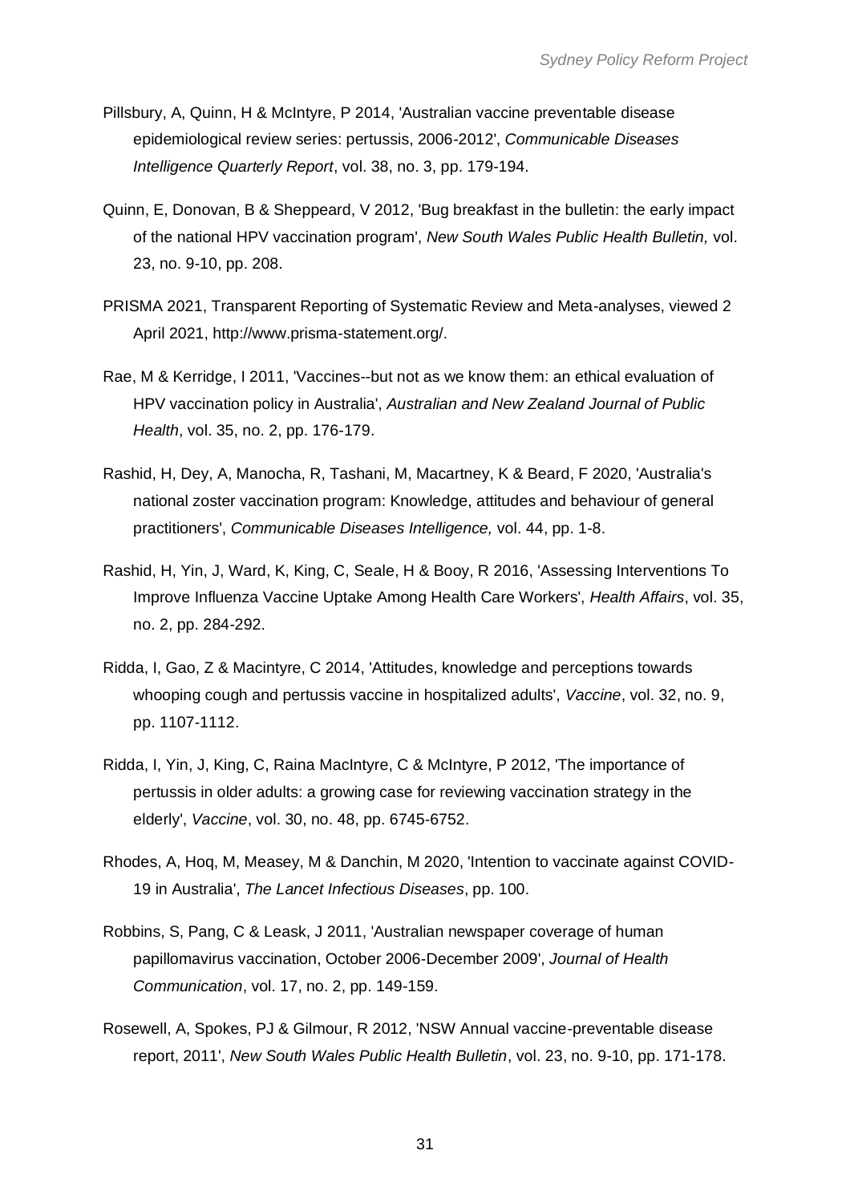Pillsbury, A, Quinn, H & McIntyre, P 2014, 'Australian vaccine preventable disease epidemiological review series: pertussis, 2006-2012', *Communicable Diseases Intelligence Quarterly Report*, vol. 38, no. 3, pp. 179-194.

Quinn, E, Donovan, B & Sheppeard, V 2012, 'Bug breakfast in the bulletin: the early impact of the national HPV vaccination program', *New South Wales Public Health Bulletin,* vol. 23, no. 9-10, pp. 208.

PRISMA 2021, Transparent Reporting of Systematic Review and Meta-analyses, viewed 2 April 2021, http://www.prisma-statement.org/.

Rae, M & Kerridge, I 2011, 'Vaccines--but not as we know them: an ethical evaluation of HPV vaccination policy in Australia', *Australian and New Zealand Journal of Public Health*, vol. 35, no. 2, pp. 176-179.

Rashid, H, Dey, A, Manocha, R, Tashani, M, Macartney, K & Beard, F 2020, 'Australia's national zoster vaccination program: Knowledge, attitudes and behaviour of general practitioners', *Communicable Diseases Intelligence,* vol. 44, pp. 1-8.

Rashid, H, Yin, J, Ward, K, King, C, Seale, H & Booy, R 2016, 'Assessing Interventions To Improve Influenza Vaccine Uptake Among Health Care Workers', *Health Affairs*, vol. 35, no. 2, pp. 284-292.

Ridda, I, Gao, Z & Macintyre, C 2014, 'Attitudes, knowledge and perceptions towards whooping cough and pertussis vaccine in hospitalized adults', *Vaccine*, vol. 32, no. 9, pp. 1107-1112.

Ridda, I, Yin, J, King, C, Raina MacIntyre, C & McIntyre, P 2012, 'The importance of pertussis in older adults: a growing case for reviewing vaccination strategy in the elderly', *Vaccine*, vol. 30, no. 48, pp. 6745-6752.

Rhodes, A, Hoq, M, Measey, M & Danchin, M 2020, 'Intention to vaccinate against COVID-19 in Australia', *The Lancet Infectious Diseases*, pp. 100.

Robbins, S, Pang, C & Leask, J 2011, 'Australian newspaper coverage of human papillomavirus vaccination, October 2006-December 2009', *Journal of Health Communication*, vol. 17, no. 2, pp. 149-159.

Rosewell, A, Spokes, PJ & Gilmour, R 2012, 'NSW Annual vaccine-preventable disease report, 2011', *New South Wales Public Health Bulletin*, vol. 23, no. 9-10, pp. 171-178.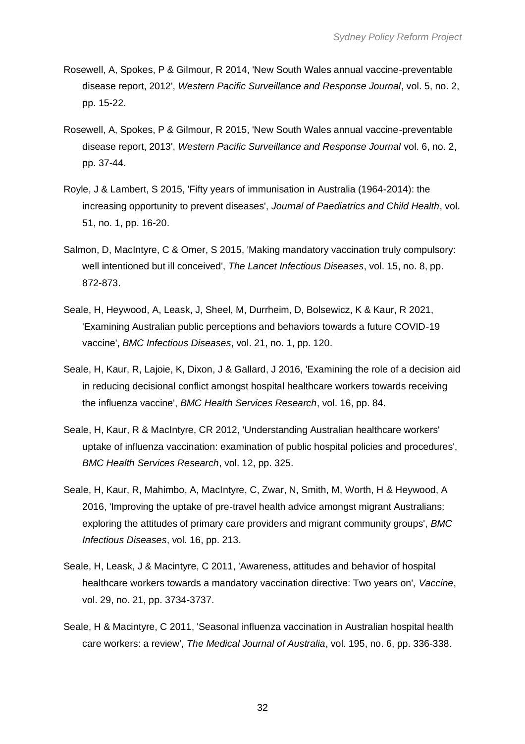Rosewell, A, Spokes, P & Gilmour, R 2014, 'New South Wales annual vaccine-preventable disease report, 2012', *Western Pacific Surveillance and Response Journal*, vol. 5, no. 2, pp. 15-22.

Rosewell, A, Spokes, P & Gilmour, R 2015, 'New South Wales annual vaccine-preventable disease report, 2013', *Western Pacific Surveillance and Response Journal* vol. 6, no. 2, pp. 37-44.

Royle, J & Lambert, S 2015, 'Fifty years of immunisation in Australia (1964-2014): the increasing opportunity to prevent diseases', *Journal of Paediatrics and Child Health*, vol. 51, no. 1, pp. 16-20.

Salmon, D, MacIntyre, C & Omer, S 2015, 'Making mandatory vaccination truly compulsory: well intentioned but ill conceived', *The Lancet Infectious Diseases*, vol. 15, no. 8, pp. 872-873.

Seale, H, Heywood, A, Leask, J, Sheel, M, Durrheim, D, Bolsewicz, K & Kaur, R 2021, 'Examining Australian public perceptions and behaviors towards a future COVID-19 vaccine', *BMC Infectious Diseases*, vol. 21, no. 1, pp. 120.

Seale, H, Kaur, R, Lajoie, K, Dixon, J & Gallard, J 2016, 'Examining the role of a decision aid in reducing decisional conflict amongst hospital healthcare workers towards receiving the influenza vaccine', *BMC Health Services Research*, vol. 16, pp. 84.

Seale, H, Kaur, R & MacIntyre, CR 2012, 'Understanding Australian healthcare workers' uptake of influenza vaccination: examination of public hospital policies and procedures', *BMC Health Services Research*, vol. 12, pp. 325.

Seale, H, Kaur, R, Mahimbo, A, MacIntyre, C, Zwar, N, Smith, M, Worth, H & Heywood, A 2016, 'Improving the uptake of pre-travel health advice amongst migrant Australians: exploring the attitudes of primary care providers and migrant community groups', *BMC Infectious Diseases*, vol. 16, pp. 213.

Seale, H, Leask, J & Macintyre, C 2011, 'Awareness, attitudes and behavior of hospital healthcare workers towards a mandatory vaccination directive: Two years on', *Vaccine*, vol. 29, no. 21, pp. 3734-3737.

Seale, H & Macintyre, C 2011, 'Seasonal influenza vaccination in Australian hospital health care workers: a review', *The Medical Journal of Australia*, vol. 195, no. 6, pp. 336-338.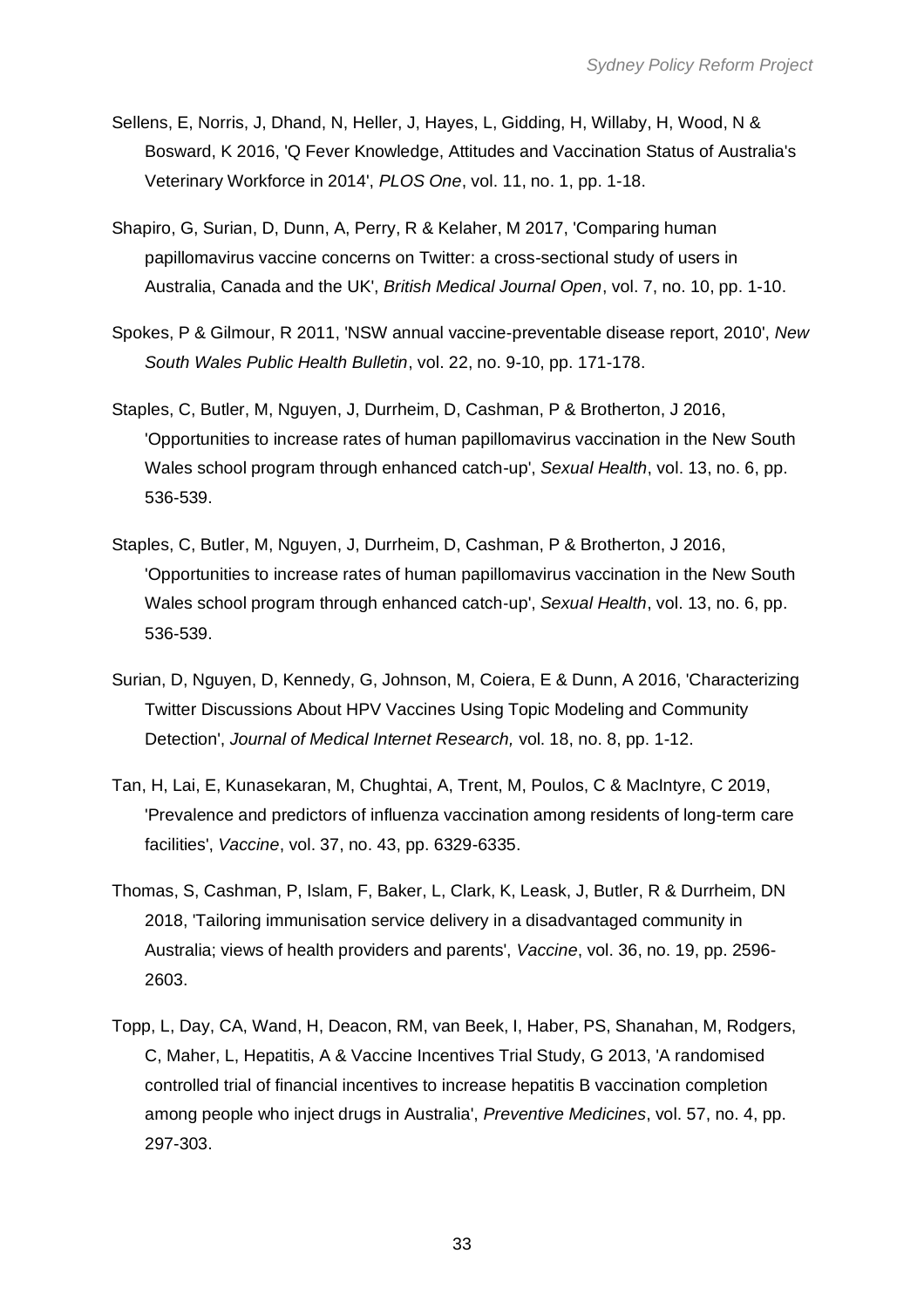Sellens, E, Norris, J, Dhand, N, Heller, J, Hayes, L, Gidding, H, Willaby, H, Wood, N & Bosward, K 2016, 'Q Fever Knowledge, Attitudes and Vaccination Status of Australia's Veterinary Workforce in 2014', *PLOS One*, vol. 11, no. 1, pp. 1-18.

Shapiro, G, Surian, D, Dunn, A, Perry, R & Kelaher, M 2017, 'Comparing human papillomavirus vaccine concerns on Twitter: a cross-sectional study of users in Australia, Canada and the UK', *British Medical Journal Open*, vol. 7, no. 10, pp. 1-10.

Spokes, P & Gilmour, R 2011, 'NSW annual vaccine-preventable disease report, 2010', *New South Wales Public Health Bulletin*, vol. 22, no. 9-10, pp. 171-178.

Staples, C, Butler, M, Nguyen, J, Durrheim, D, Cashman, P & Brotherton, J 2016, 'Opportunities to increase rates of human papillomavirus vaccination in the New South Wales school program through enhanced catch-up', *Sexual Health*, vol. 13, no. 6, pp. 536-539.

Staples, C, Butler, M, Nguyen, J, Durrheim, D, Cashman, P & Brotherton, J 2016, 'Opportunities to increase rates of human papillomavirus vaccination in the New South Wales school program through enhanced catch-up', *Sexual Health*, vol. 13, no. 6, pp. 536-539.

Surian, D, Nguyen, D, Kennedy, G, Johnson, M, Coiera, E & Dunn, A 2016, 'Characterizing Twitter Discussions About HPV Vaccines Using Topic Modeling and Community Detection', *Journal of Medical Internet Research,* vol. 18, no. 8, pp. 1-12.

Tan, H, Lai, E, Kunasekaran, M, Chughtai, A, Trent, M, Poulos, C & MacIntyre, C 2019, 'Prevalence and predictors of influenza vaccination among residents of long-term care facilities', *Vaccine*, vol. 37, no. 43, pp. 6329-6335.

Thomas, S, Cashman, P, Islam, F, Baker, L, Clark, K, Leask, J, Butler, R & Durrheim, DN 2018, 'Tailoring immunisation service delivery in a disadvantaged community in Australia; views of health providers and parents', *Vaccine*, vol. 36, no. 19, pp. 2596-2603.

Topp, L, Day, CA, Wand, H, Deacon, RM, van Beek, I, Haber, PS, Shanahan, M, Rodgers, C, Maher, L, Hepatitis, A & Vaccine Incentives Trial Study, G 2013, 'A randomised controlled trial of financial incentives to increase hepatitis B vaccination completion among people who inject drugs in Australia', *Preventive Medicines*, vol. 57, no. 4, pp. 297-303.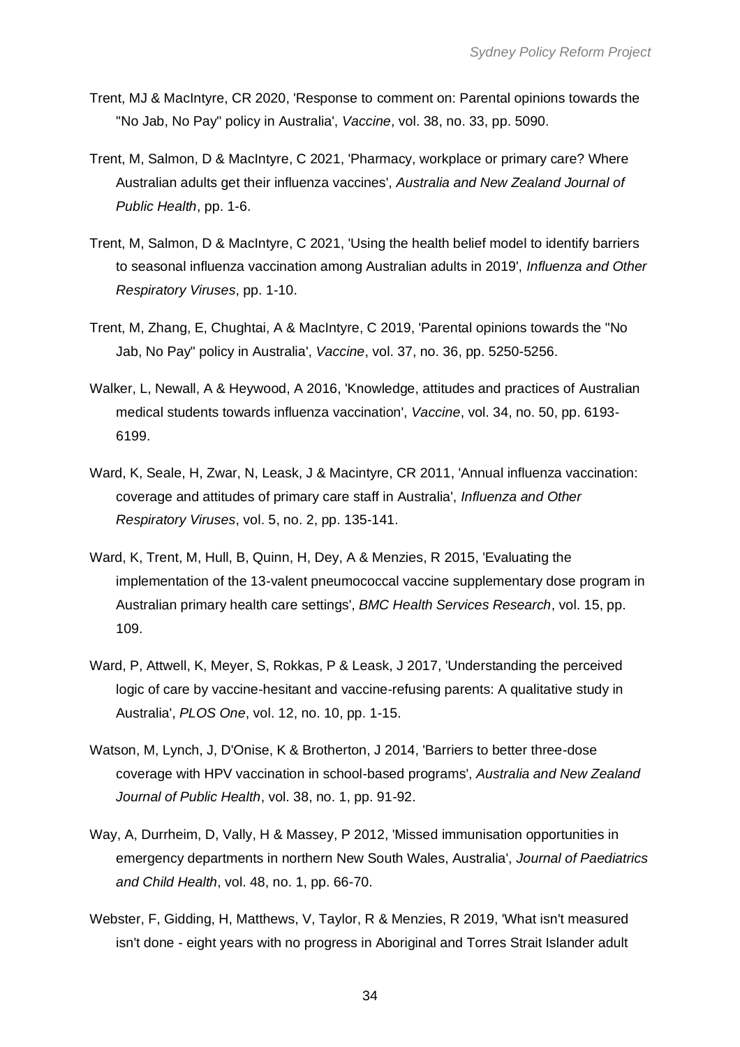Trent, MJ & MacIntyre, CR 2020, 'Response to comment on: Parental opinions towards the "No Jab, No Pay" policy in Australia', *Vaccine*, vol. 38, no. 33, pp. 5090.

Trent, M, Salmon, D & MacIntyre, C 2021, 'Pharmacy, workplace or primary care? Where Australian adults get their influenza vaccines', *Australia and New Zealand Journal of Public Health*, pp. 1-6.

Trent, M, Salmon, D & MacIntyre, C 2021, 'Using the health belief model to identify barriers to seasonal influenza vaccination among Australian adults in 2019', *Influenza and Other Respiratory Viruses*, pp. 1-10.

Trent, M, Zhang, E, Chughtai, A & MacIntyre, C 2019, 'Parental opinions towards the "No Jab, No Pay" policy in Australia', *Vaccine*, vol. 37, no. 36, pp. 5250-5256.

Walker, L, Newall, A & Heywood, A 2016, 'Knowledge, attitudes and practices of Australian medical students towards influenza vaccination', *Vaccine*, vol. 34, no. 50, pp. 6193-6199.

Ward, K, Seale, H, Zwar, N, Leask, J & Macintyre, CR 2011, 'Annual influenza vaccination: coverage and attitudes of primary care staff in Australia', *Influenza and Other Respiratory Viruses*, vol. 5, no. 2, pp. 135-141.

Ward, K, Trent, M, Hull, B, Quinn, H, Dey, A & Menzies, R 2015, 'Evaluating the implementation of the 13-valent pneumococcal vaccine supplementary dose program in Australian primary health care settings', *BMC Health Services Research*, vol. 15, pp. 109.

Ward, P, Attwell, K, Meyer, S, Rokkas, P & Leask, J 2017, 'Understanding the perceived logic of care by vaccine-hesitant and vaccine-refusing parents: A qualitative study in Australia', *PLOS One*, vol. 12, no. 10, pp. 1-15.

Watson, M, Lynch, J, D'Onise, K & Brotherton, J 2014, 'Barriers to better three-dose coverage with HPV vaccination in school-based programs', *Australia and New Zealand Journal of Public Health*, vol. 38, no. 1, pp. 91-92.

Way, A, Durrheim, D, Vally, H & Massey, P 2012, 'Missed immunisation opportunities in emergency departments in northern New South Wales, Australia', *Journal of Paediatrics and Child Health*, vol. 48, no. 1, pp. 66-70.

Webster, F, Gidding, H, Matthews, V, Taylor, R & Menzies, R 2019, 'What isn't measured isn't done - eight years with no progress in Aboriginal and Torres Strait Islander adult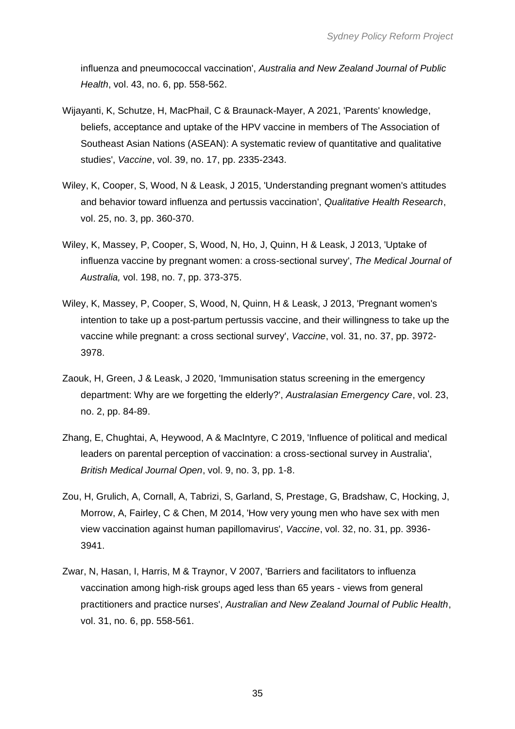influenza and pneumococcal vaccination', *Australia and New Zealand Journal of Public Health*, vol. 43, no. 6, pp. 558-562.

Wijayanti, K, Schutze, H, MacPhail, C & Braunack-Mayer, A 2021, 'Parents' knowledge, beliefs, acceptance and uptake of the HPV vaccine in members of The Association of Southeast Asian Nations (ASEAN): A systematic review of quantitative and qualitative studies', *Vaccine*, vol. 39, no. 17, pp. 2335-2343.

Wiley, K, Cooper, S, Wood, N & Leask, J 2015, 'Understanding pregnant women's attitudes and behavior toward influenza and pertussis vaccination', *Qualitative Health Research*, vol. 25, no. 3, pp. 360-370.

Wiley, K, Massey, P, Cooper, S, Wood, N, Ho, J, Quinn, H & Leask, J 2013, 'Uptake of influenza vaccine by pregnant women: a cross-sectional survey', *The Medical Journal of Australia,* vol. 198, no. 7, pp. 373-375.

Wiley, K, Massey, P, Cooper, S, Wood, N, Quinn, H & Leask, J 2013, 'Pregnant women's intention to take up a post-partum pertussis vaccine, and their willingness to take up the vaccine while pregnant: a cross sectional survey', *Vaccine*, vol. 31, no. 37, pp. 3972-3978.

Zaouk, H, Green, J & Leask, J 2020, 'Immunisation status screening in the emergency department: Why are we forgetting the elderly?', *Australasian Emergency Care*, vol. 23, no. 2, pp. 84-89.

Zhang, E, Chughtai, A, Heywood, A & MacIntyre, C 2019, 'Influence of political and medical leaders on parental perception of vaccination: a cross-sectional survey in Australia', *British Medical Journal Open*, vol. 9, no. 3, pp. 1-8.

Zou, H, Grulich, A, Cornall, A, Tabrizi, S, Garland, S, Prestage, G, Bradshaw, C, Hocking, J, Morrow, A, Fairley, C & Chen, M 2014, 'How very young men who have sex with men view vaccination against human papillomavirus', *Vaccine*, vol. 32, no. 31, pp. 3936-3941.

Zwar, N, Hasan, I, Harris, M & Traynor, V 2007, 'Barriers and facilitators to influenza vaccination among high-risk groups aged less than 65 years - views from general practitioners and practice nurses', *Australian and New Zealand Journal of Public Health*, vol. 31, no. 6, pp. 558-561.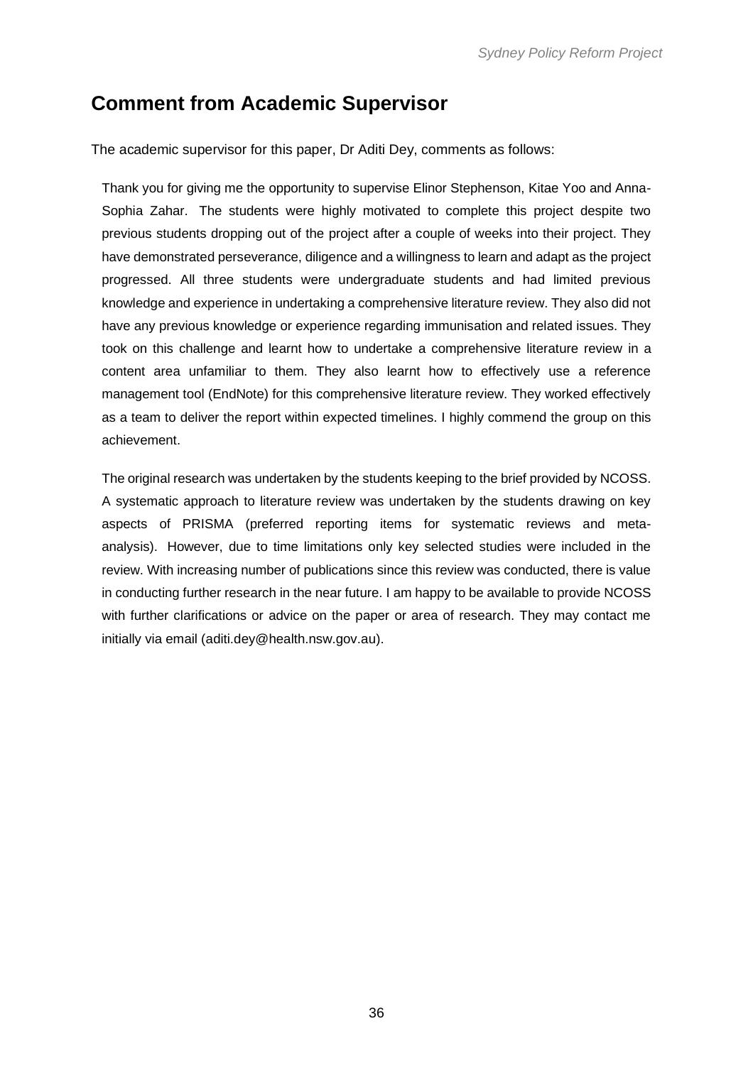## Comment from Academic Supervisor

The academic supervisor for this paper, Dr Aditi Dey, comments as follows:

> Thank you for giving me the opportunity to supervise Elinor Stephenson, Kitae Yoo and Anna-Sophia Zahar. The students were highly motivated to complete this project despite two previous students dropping out of the project after a couple of weeks into their project. They have demonstrated perseverance, diligence and a willingness to learn and adapt as the project progressed. All three students were undergraduate students and had limited previous knowledge and experience in undertaking a comprehensive literature review. They also did not have any previous knowledge or experience regarding immunisation and related issues. They took on this challenge and learnt how to undertake a comprehensive literature review in a content area unfamiliar to them. They also learnt how to effectively use a reference management tool (EndNote) for this comprehensive literature review. They worked effectively as a team to deliver the report within expected timelines. I highly commend the group on this achievement.
>
> The original research was undertaken by the students keeping to the brief provided by NCOSS. A systematic approach to literature review was undertaken by the students drawing on key aspects of PRISMA (preferred reporting items for systematic reviews and meta-analysis). However, due to time limitations only key selected studies were included in the review. With increasing number of publications since this review was conducted, there is value in conducting further research in the near future. I am happy to be available to provide NCOSS with further clarifications or advice on the paper or area of research. They may contact me initially via email (aditi.dey@health.nsw.gov.au).